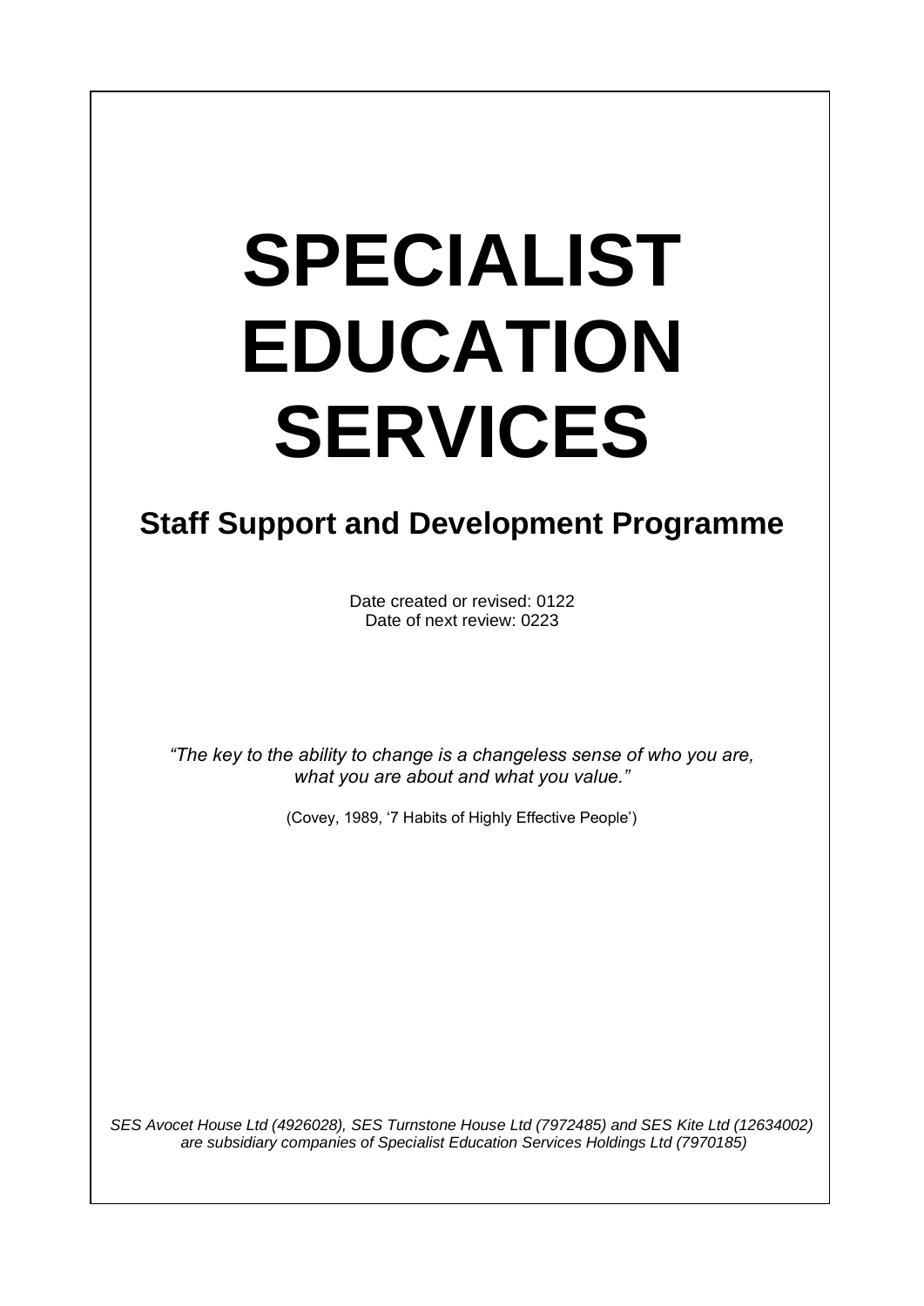# SPECIALIST EDUCATION SERVICES

## Staff Support and Development Programme

Date created or revised: 0122
Date of next review: 0223

*"The key to the ability to change is a changeless sense of who you are, what you are about and what you value."*

(Covey, 1989, '7 Habits of Highly Effective People')

*SES Avocet House Ltd (4926028), SES Turnstone House Ltd (7972485) and SES Kite Ltd (12634002) are subsidiary companies of Specialist Education Services Holdings Ltd (7970185)*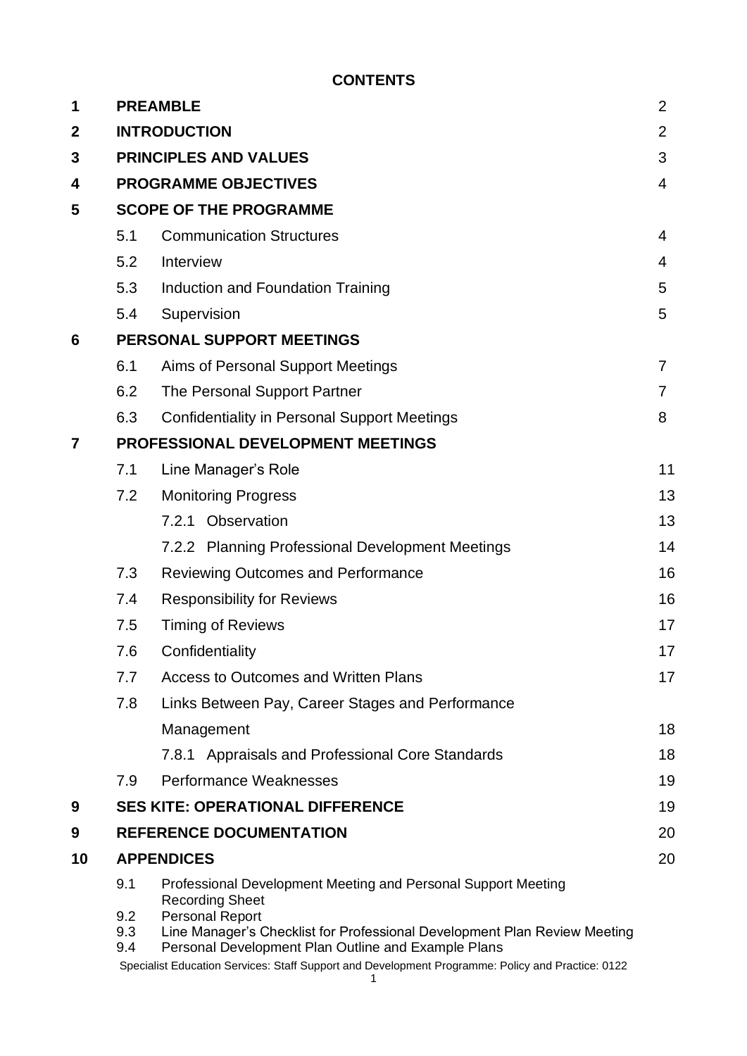**CONTENTS**

| | | | |
|---|---|---|---|
| 1 | **PREAMBLE** | | 2 |
| 2 | **INTRODUCTION** | | 2 |
| 3 | **PRINCIPLES AND VALUES** | | 3 |
| 4 | **PROGRAMME OBJECTIVES** | | 4 |
| 5 | **SCOPE OF THE PROGRAMME** | | |
| | 5.1 | Communication Structures | 4 |
| | 5.2 | Interview | 4 |
| | 5.3 | Induction and Foundation Training | 5 |
| | 5.4 | Supervision | 5 |
| 6 | **PERSONAL SUPPORT MEETINGS** | | |
| | 6.1 | Aims of Personal Support Meetings | 7 |
| | 6.2 | The Personal Support Partner | 7 |
| | 6.3 | Confidentiality in Personal Support Meetings | 8 |
| 7 | **PROFESSIONAL DEVELOPMENT MEETINGS** | | |
| | 7.1 | Line Manager's Role | 11 |
| | 7.2 | Monitoring Progress | 13 |
| | | 7.2.1 Observation | 13 |
| | | 7.2.2 Planning Professional Development Meetings | 14 |
| | 7.3 | Reviewing Outcomes and Performance | 16 |
| | 7.4 | Responsibility for Reviews | 16 |
| | 7.5 | Timing of Reviews | 17 |
| | 7.6 | Confidentiality | 17 |
| | 7.7 | Access to Outcomes and Written Plans | 17 |
| | 7.8 | Links Between Pay, Career Stages and Performance Management | 18 |
| | | 7.8.1 Appraisals and Professional Core Standards | 18 |
| | 7.9 | Performance Weaknesses | 19 |
| 9 | **SES KITE: OPERATIONAL DIFFERENCE** | | 19 |
| 9 | **REFERENCE DOCUMENTATION** | | 20 |
| 10 | **APPENDICES** | | 20 |
| | 9.1 | Professional Development Meeting and Personal Support Meeting Recording Sheet | |
| | 9.2 | Personal Report | |
| | 9.3 | Line Manager's Checklist for Professional Development Plan Review Meeting | |
| | 9.4 | Personal Development Plan Outline and Example Plans | |

Specialist Education Services: Staff Support and Development Programme: Policy and Practice: 0122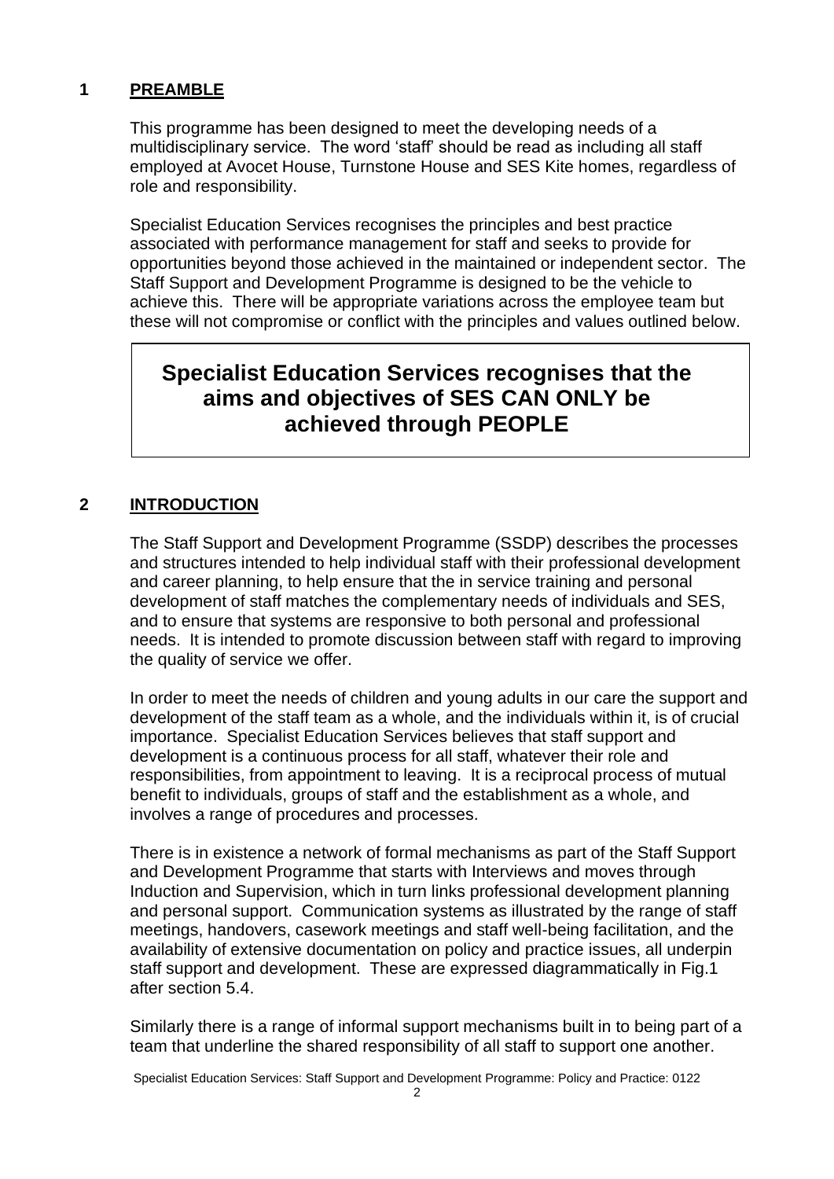## 1 PREAMBLE

This programme has been designed to meet the developing needs of a multidisciplinary service. The word 'staff' should be read as including all staff employed at Avocet House, Turnstone House and SES Kite homes, regardless of role and responsibility.

Specialist Education Services recognises the principles and best practice associated with performance management for staff and seeks to provide for opportunities beyond those achieved in the maintained or independent sector. The Staff Support and Development Programme is designed to be the vehicle to achieve this. There will be appropriate variations across the employee team but these will not compromise or conflict with the principles and values outlined below.

**Specialist Education Services recognises that the aims and objectives of SES CAN ONLY be achieved through PEOPLE**

## 2 INTRODUCTION

The Staff Support and Development Programme (SSDP) describes the processes and structures intended to help individual staff with their professional development and career planning, to help ensure that the in service training and personal development of staff matches the complementary needs of individuals and SES, and to ensure that systems are responsive to both personal and professional needs. It is intended to promote discussion between staff with regard to improving the quality of service we offer.

In order to meet the needs of children and young adults in our care the support and development of the staff team as a whole, and the individuals within it, is of crucial importance. Specialist Education Services believes that staff support and development is a continuous process for all staff, whatever their role and responsibilities, from appointment to leaving. It is a reciprocal process of mutual benefit to individuals, groups of staff and the establishment as a whole, and involves a range of procedures and processes.

There is in existence a network of formal mechanisms as part of the Staff Support and Development Programme that starts with Interviews and moves through Induction and Supervision, which in turn links professional development planning and personal support. Communication systems as illustrated by the range of staff meetings, handovers, casework meetings and staff well-being facilitation, and the availability of extensive documentation on policy and practice issues, all underpin staff support and development. These are expressed diagrammatically in Fig.1 after section 5.4.

Similarly there is a range of informal support mechanisms built in to being part of a team that underline the shared responsibility of all staff to support one another.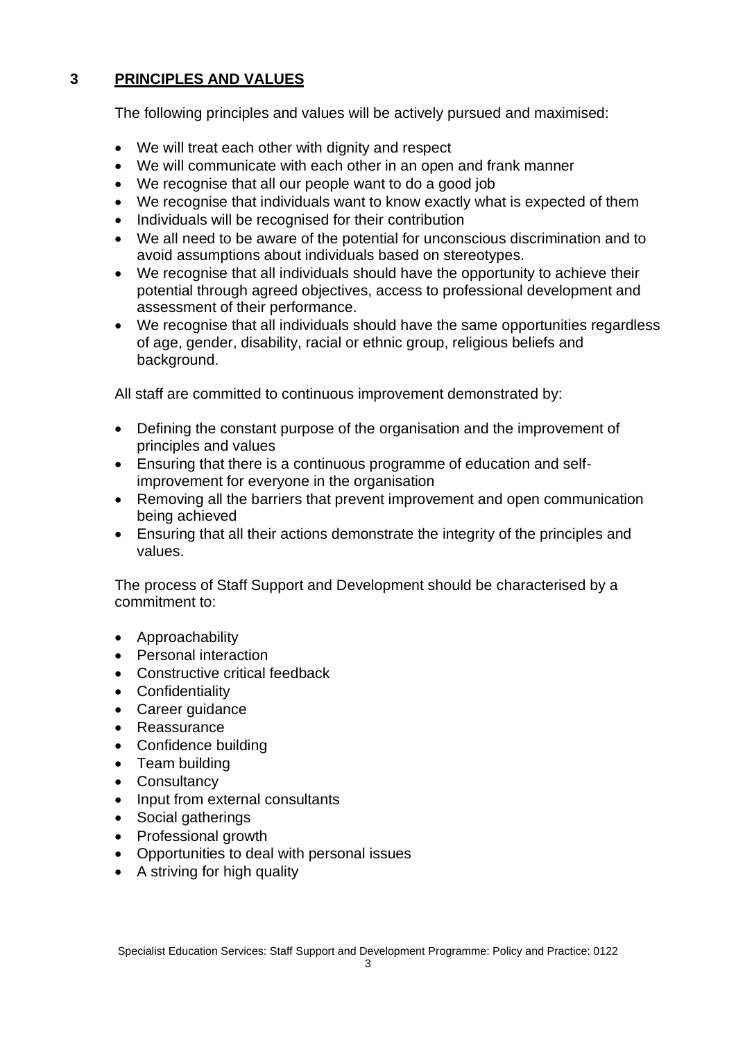## 3 PRINCIPLES AND VALUES

The following principles and values will be actively pursued and maximised:

- We will treat each other with dignity and respect
- We will communicate with each other in an open and frank manner
- We recognise that all our people want to do a good job
- We recognise that individuals want to know exactly what is expected of them
- Individuals will be recognised for their contribution
- We all need to be aware of the potential for unconscious discrimination and to avoid assumptions about individuals based on stereotypes.
- We recognise that all individuals should have the opportunity to achieve their potential through agreed objectives, access to professional development and assessment of their performance.
- We recognise that all individuals should have the same opportunities regardless of age, gender, disability, racial or ethnic group, religious beliefs and background.

All staff are committed to continuous improvement demonstrated by:

- Defining the constant purpose of the organisation and the improvement of principles and values
- Ensuring that there is a continuous programme of education and self-improvement for everyone in the organisation
- Removing all the barriers that prevent improvement and open communication being achieved
- Ensuring that all their actions demonstrate the integrity of the principles and values.

The process of Staff Support and Development should be characterised by a commitment to:

- Approachability
- Personal interaction
- Constructive critical feedback
- Confidentiality
- Career guidance
- Reassurance
- Confidence building
- Team building
- Consultancy
- Input from external consultants
- Social gatherings
- Professional growth
- Opportunities to deal with personal issues
- A striving for high quality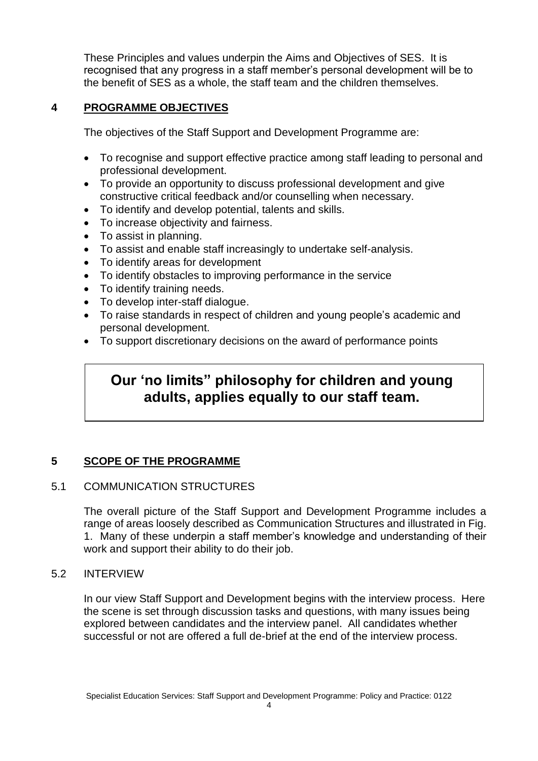These Principles and values underpin the Aims and Objectives of SES. It is recognised that any progress in a staff member's personal development will be to the benefit of SES as a whole, the staff team and the children themselves.

## 4 PROGRAMME OBJECTIVES

The objectives of the Staff Support and Development Programme are:

- To recognise and support effective practice among staff leading to personal and professional development.
- To provide an opportunity to discuss professional development and give constructive critical feedback and/or counselling when necessary.
- To identify and develop potential, talents and skills.
- To increase objectivity and fairness.
- To assist in planning.
- To assist and enable staff increasingly to undertake self-analysis.
- To identify areas for development
- To identify obstacles to improving performance in the service
- To identify training needs.
- To develop inter-staff dialogue.
- To raise standards in respect of children and young people's academic and personal development.
- To support discretionary decisions on the award of performance points

**Our 'no limits" philosophy for children and young adults, applies equally to our staff team.**

## 5 SCOPE OF THE PROGRAMME

### 5.1 COMMUNICATION STRUCTURES

The overall picture of the Staff Support and Development Programme includes a range of areas loosely described as Communication Structures and illustrated in Fig. 1. Many of these underpin a staff member's knowledge and understanding of their work and support their ability to do their job.

### 5.2 INTERVIEW

In our view Staff Support and Development begins with the interview process. Here the scene is set through discussion tasks and questions, with many issues being explored between candidates and the interview panel. All candidates whether successful or not are offered a full de-brief at the end of the interview process.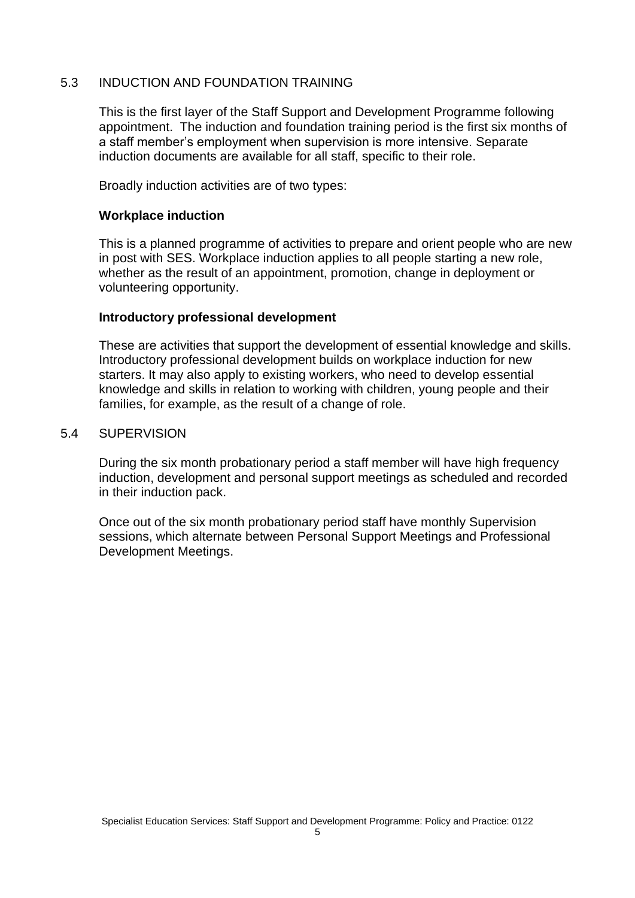## 5.3 INDUCTION AND FOUNDATION TRAINING

This is the first layer of the Staff Support and Development Programme following appointment. The induction and foundation training period is the first six months of a staff member's employment when supervision is more intensive. Separate induction documents are available for all staff, specific to their role.

Broadly induction activities are of two types:

**Workplace induction**

This is a planned programme of activities to prepare and orient people who are new in post with SES. Workplace induction applies to all people starting a new role, whether as the result of an appointment, promotion, change in deployment or volunteering opportunity.

**Introductory professional development**

These are activities that support the development of essential knowledge and skills. Introductory professional development builds on workplace induction for new starters. It may also apply to existing workers, who need to develop essential knowledge and skills in relation to working with children, young people and their families, for example, as the result of a change of role.

## 5.4 SUPERVISION

During the six month probationary period a staff member will have high frequency induction, development and personal support meetings as scheduled and recorded in their induction pack.

Once out of the six month probationary period staff have monthly Supervision sessions, which alternate between Personal Support Meetings and Professional Development Meetings.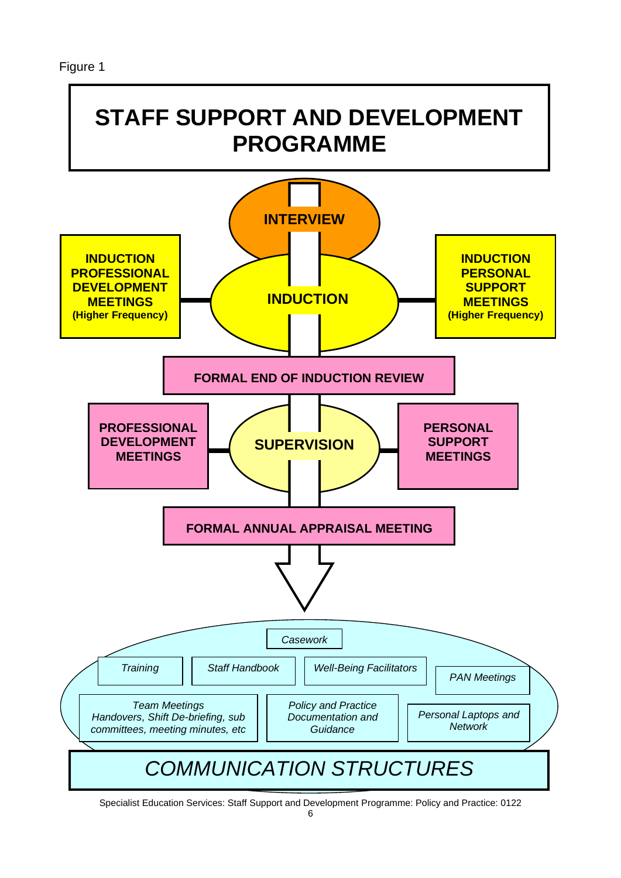Figure 1

# STAFF SUPPORT AND DEVELOPMENT PROGRAMME

**INTERVIEW**

**INDUCTION PROFESSIONAL DEVELOPMENT MEETINGS (Higher Frequency)**

**INDUCTION**

**INDUCTION PERSONAL SUPPORT MEETINGS (Higher Frequency)**

**FORMAL END OF INDUCTION REVIEW**

**PROFESSIONAL DEVELOPMENT MEETINGS**

**SUPERVISION**

**PERSONAL SUPPORT MEETINGS**

**FORMAL ANNUAL APPRAISAL MEETING**

*Casework*

*Training*

*Staff Handbook*

*Well-Being Facilitators*

*PAN Meetings*

*Team Meetings Handovers, Shift De-briefing, sub committees, meeting minutes, etc*

*Policy and Practice Documentation and Guidance*

*Personal Laptops and Network*

*COMMUNICATION STRUCTURES*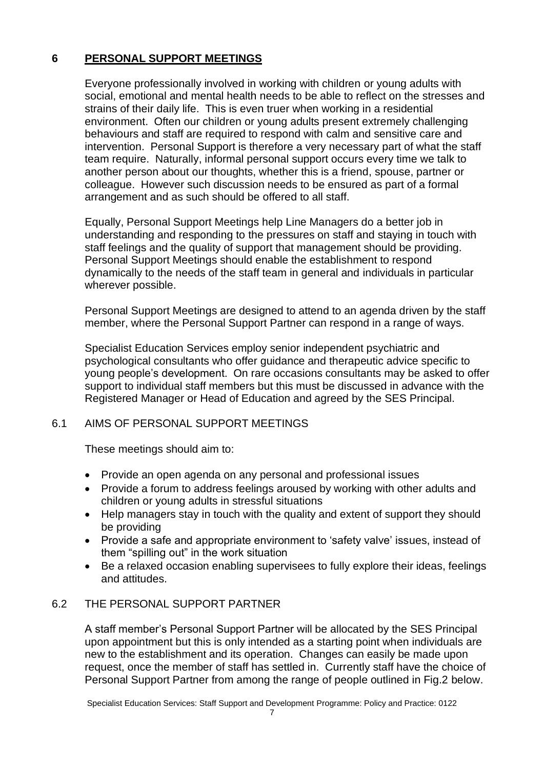## 6 PERSONAL SUPPORT MEETINGS

Everyone professionally involved in working with children or young adults with social, emotional and mental health needs to be able to reflect on the stresses and strains of their daily life. This is even truer when working in a residential environment. Often our children or young adults present extremely challenging behaviours and staff are required to respond with calm and sensitive care and intervention. Personal Support is therefore a very necessary part of what the staff team require. Naturally, informal personal support occurs every time we talk to another person about our thoughts, whether this is a friend, spouse, partner or colleague. However such discussion needs to be ensured as part of a formal arrangement and as such should be offered to all staff.

Equally, Personal Support Meetings help Line Managers do a better job in understanding and responding to the pressures on staff and staying in touch with staff feelings and the quality of support that management should be providing. Personal Support Meetings should enable the establishment to respond dynamically to the needs of the staff team in general and individuals in particular wherever possible.

Personal Support Meetings are designed to attend to an agenda driven by the staff member, where the Personal Support Partner can respond in a range of ways.

Specialist Education Services employ senior independent psychiatric and psychological consultants who offer guidance and therapeutic advice specific to young people's development. On rare occasions consultants may be asked to offer support to individual staff members but this must be discussed in advance with the Registered Manager or Head of Education and agreed by the SES Principal.

### 6.1 AIMS OF PERSONAL SUPPORT MEETINGS

These meetings should aim to:

- Provide an open agenda on any personal and professional issues
- Provide a forum to address feelings aroused by working with other adults and children or young adults in stressful situations
- Help managers stay in touch with the quality and extent of support they should be providing
- Provide a safe and appropriate environment to 'safety valve' issues, instead of them "spilling out" in the work situation
- Be a relaxed occasion enabling supervisees to fully explore their ideas, feelings and attitudes.

### 6.2 THE PERSONAL SUPPORT PARTNER

A staff member's Personal Support Partner will be allocated by the SES Principal upon appointment but this is only intended as a starting point when individuals are new to the establishment and its operation. Changes can easily be made upon request, once the member of staff has settled in. Currently staff have the choice of Personal Support Partner from among the range of people outlined in Fig.2 below.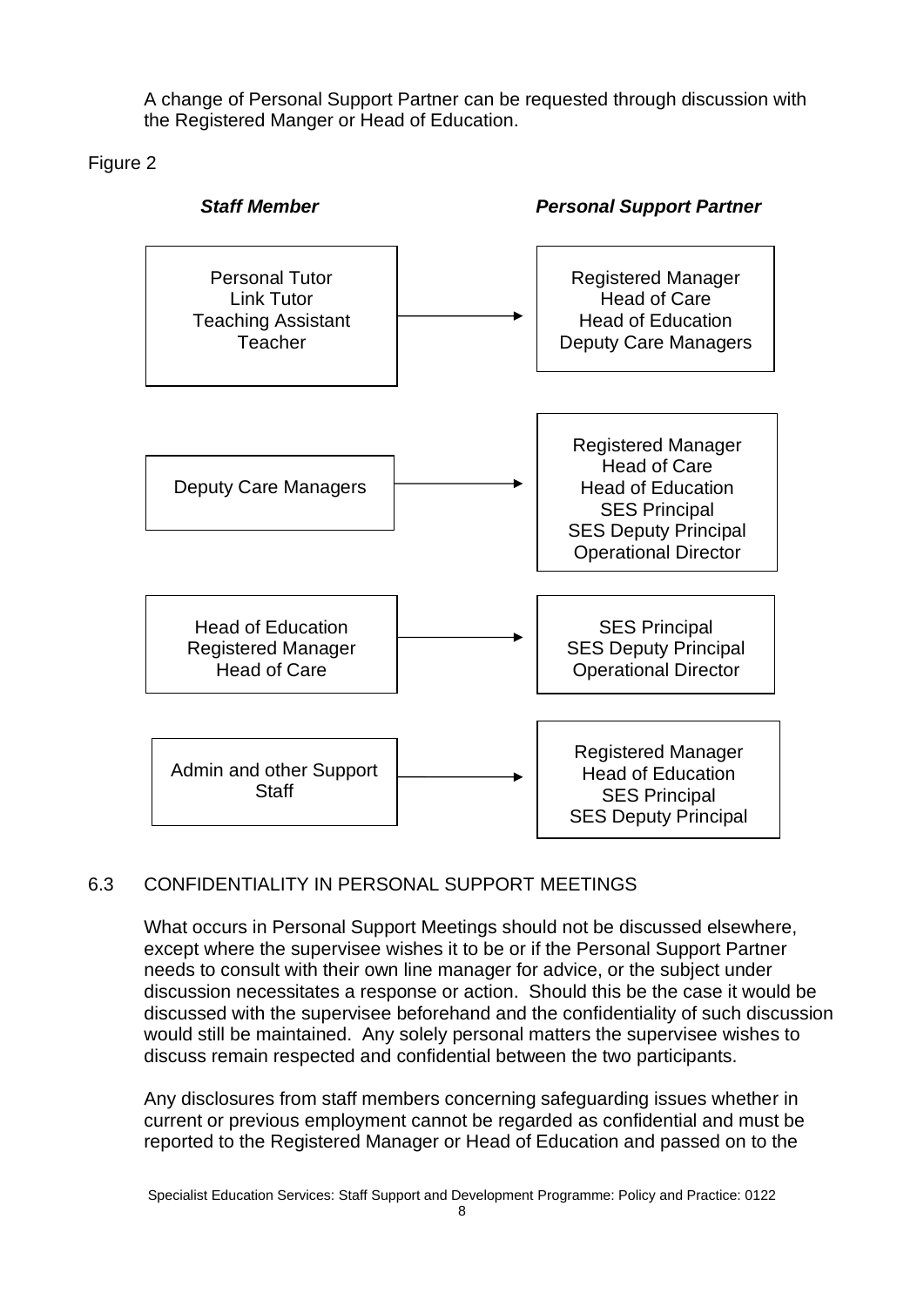A change of Personal Support Partner can be requested through discussion with the Registered Manger or Head of Education.

Figure 2

| *Staff Member* | *Personal Support Partner* |
| --- | --- |
| Personal Tutor<br>Link Tutor<br>Teaching Assistant<br>Teacher | Registered Manager<br>Head of Care<br>Head of Education<br>Deputy Care Managers |
| Deputy Care Managers | Registered Manager<br>Head of Care<br>Head of Education<br>SES Principal<br>SES Deputy Principal<br>Operational Director |
| Head of Education<br>Registered Manager<br>Head of Care | SES Principal<br>SES Deputy Principal<br>Operational Director |
| Admin and other Support Staff | Registered Manager<br>Head of Education<br>SES Principal<br>SES Deputy Principal |

## 6.3 CONFIDENTIALITY IN PERSONAL SUPPORT MEETINGS

What occurs in Personal Support Meetings should not be discussed elsewhere, except where the supervisee wishes it to be or if the Personal Support Partner needs to consult with their own line manager for advice, or the subject under discussion necessitates a response or action. Should this be the case it would be discussed with the supervisee beforehand and the confidentiality of such discussion would still be maintained. Any solely personal matters the supervisee wishes to discuss remain respected and confidential between the two participants.

Any disclosures from staff members concerning safeguarding issues whether in current or previous employment cannot be regarded as confidential and must be reported to the Registered Manager or Head of Education and passed on to the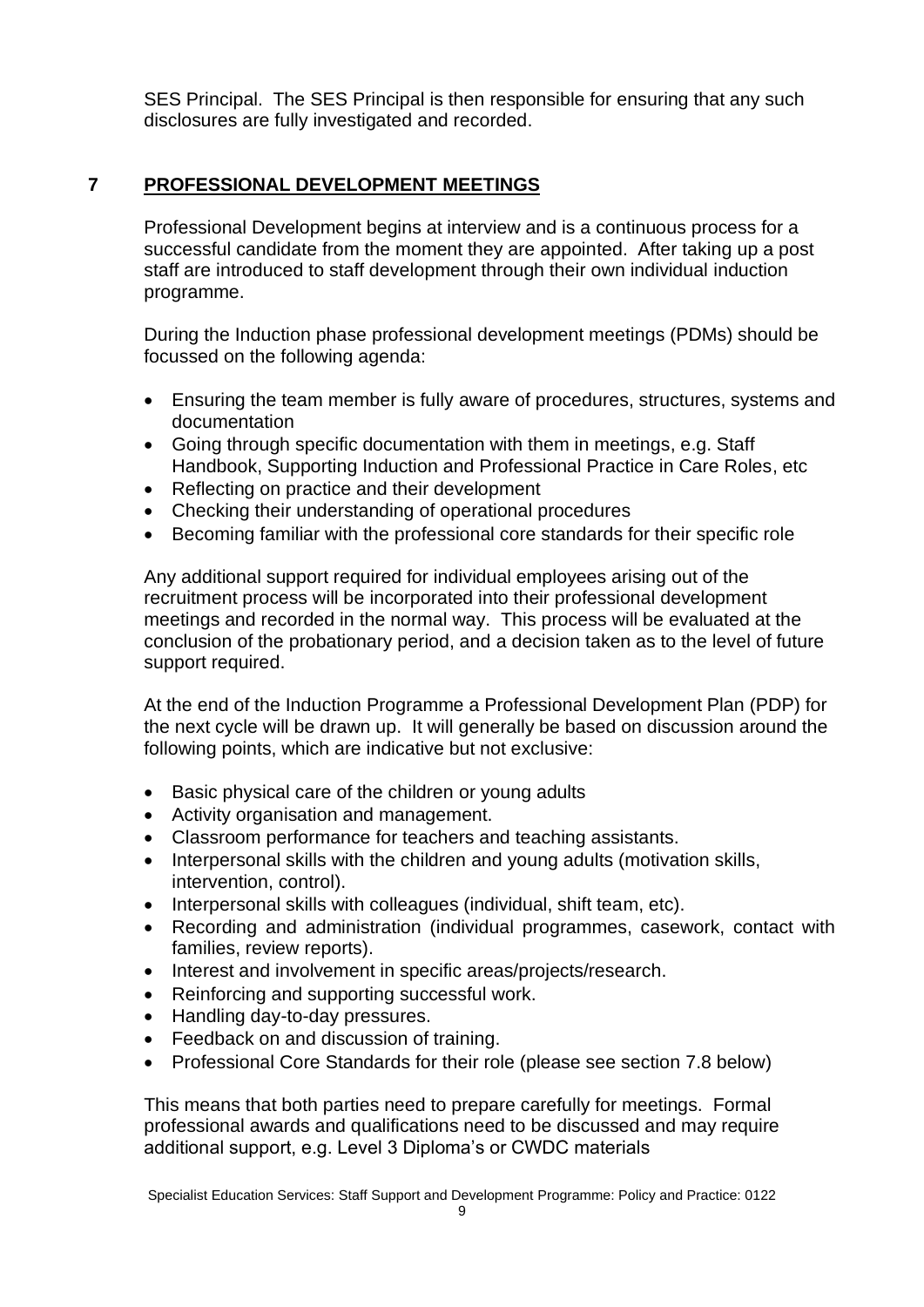SES Principal. The SES Principal is then responsible for ensuring that any such disclosures are fully investigated and recorded.

## 7 PROFESSIONAL DEVELOPMENT MEETINGS

Professional Development begins at interview and is a continuous process for a successful candidate from the moment they are appointed. After taking up a post staff are introduced to staff development through their own individual induction programme.

During the Induction phase professional development meetings (PDMs) should be focussed on the following agenda:

- Ensuring the team member is fully aware of procedures, structures, systems and documentation
- Going through specific documentation with them in meetings, e.g. Staff Handbook, Supporting Induction and Professional Practice in Care Roles, etc
- Reflecting on practice and their development
- Checking their understanding of operational procedures
- Becoming familiar with the professional core standards for their specific role

Any additional support required for individual employees arising out of the recruitment process will be incorporated into their professional development meetings and recorded in the normal way. This process will be evaluated at the conclusion of the probationary period, and a decision taken as to the level of future support required.

At the end of the Induction Programme a Professional Development Plan (PDP) for the next cycle will be drawn up. It will generally be based on discussion around the following points, which are indicative but not exclusive:

- Basic physical care of the children or young adults
- Activity organisation and management.
- Classroom performance for teachers and teaching assistants.
- Interpersonal skills with the children and young adults (motivation skills, intervention, control).
- Interpersonal skills with colleagues (individual, shift team, etc).
- Recording and administration (individual programmes, casework, contact with families, review reports).
- Interest and involvement in specific areas/projects/research.
- Reinforcing and supporting successful work.
- Handling day-to-day pressures.
- Feedback on and discussion of training.
- Professional Core Standards for their role (please see section 7.8 below)

This means that both parties need to prepare carefully for meetings. Formal professional awards and qualifications need to be discussed and may require additional support, e.g. Level 3 Diploma's or CWDC materials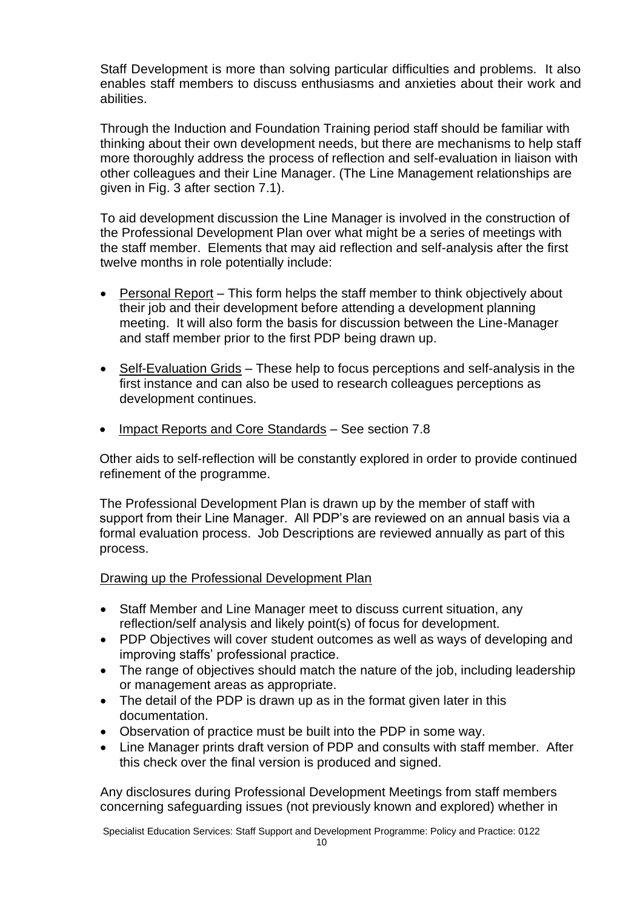Staff Development is more than solving particular difficulties and problems. It also enables staff members to discuss enthusiasms and anxieties about their work and abilities.

Through the Induction and Foundation Training period staff should be familiar with thinking about their own development needs, but there are mechanisms to help staff more thoroughly address the process of reflection and self-evaluation in liaison with other colleagues and their Line Manager. (The Line Management relationships are given in Fig. 3 after section 7.1).

To aid development discussion the Line Manager is involved in the construction of the Professional Development Plan over what might be a series of meetings with the staff member. Elements that may aid reflection and self-analysis after the first twelve months in role potentially include:

- Personal Report – This form helps the staff member to think objectively about their job and their development before attending a development planning meeting. It will also form the basis for discussion between the Line-Manager and staff member prior to the first PDP being drawn up.

- Self-Evaluation Grids – These help to focus perceptions and self-analysis in the first instance and can also be used to research colleagues perceptions as development continues.

- Impact Reports and Core Standards – See section 7.8

Other aids to self-reflection will be constantly explored in order to provide continued refinement of the programme.

The Professional Development Plan is drawn up by the member of staff with support from their Line Manager. All PDP's are reviewed on an annual basis via a formal evaluation process. Job Descriptions are reviewed annually as part of this process.

Drawing up the Professional Development Plan

- Staff Member and Line Manager meet to discuss current situation, any reflection/self analysis and likely point(s) of focus for development.
- PDP Objectives will cover student outcomes as well as ways of developing and improving staffs' professional practice.
- The range of objectives should match the nature of the job, including leadership or management areas as appropriate.
- The detail of the PDP is drawn up as in the format given later in this documentation.
- Observation of practice must be built into the PDP in some way.
- Line Manager prints draft version of PDP and consults with staff member. After this check over the final version is produced and signed.

Any disclosures during Professional Development Meetings from staff members concerning safeguarding issues (not previously known and explored) whether in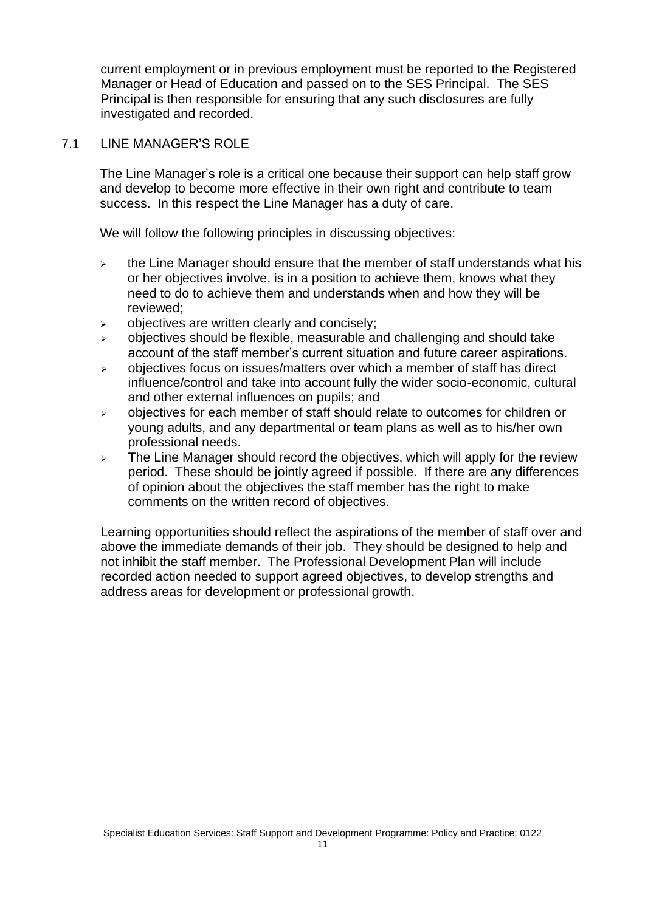current employment or in previous employment must be reported to the Registered Manager or Head of Education and passed on to the SES Principal. The SES Principal is then responsible for ensuring that any such disclosures are fully investigated and recorded.

## 7.1 LINE MANAGER'S ROLE

The Line Manager's role is a critical one because their support can help staff grow and develop to become more effective in their own right and contribute to team success. In this respect the Line Manager has a duty of care.

We will follow the following principles in discussing objectives:

- the Line Manager should ensure that the member of staff understands what his or her objectives involve, is in a position to achieve them, knows what they need to do to achieve them and understands when and how they will be reviewed;
- objectives are written clearly and concisely;
- objectives should be flexible, measurable and challenging and should take account of the staff member's current situation and future career aspirations.
- objectives focus on issues/matters over which a member of staff has direct influence/control and take into account fully the wider socio-economic, cultural and other external influences on pupils; and
- objectives for each member of staff should relate to outcomes for children or young adults, and any departmental or team plans as well as to his/her own professional needs.
- The Line Manager should record the objectives, which will apply for the review period. These should be jointly agreed if possible. If there are any differences of opinion about the objectives the staff member has the right to make comments on the written record of objectives.

Learning opportunities should reflect the aspirations of the member of staff over and above the immediate demands of their job. They should be designed to help and not inhibit the staff member. The Professional Development Plan will include recorded action needed to support agreed objectives, to develop strengths and address areas for development or professional growth.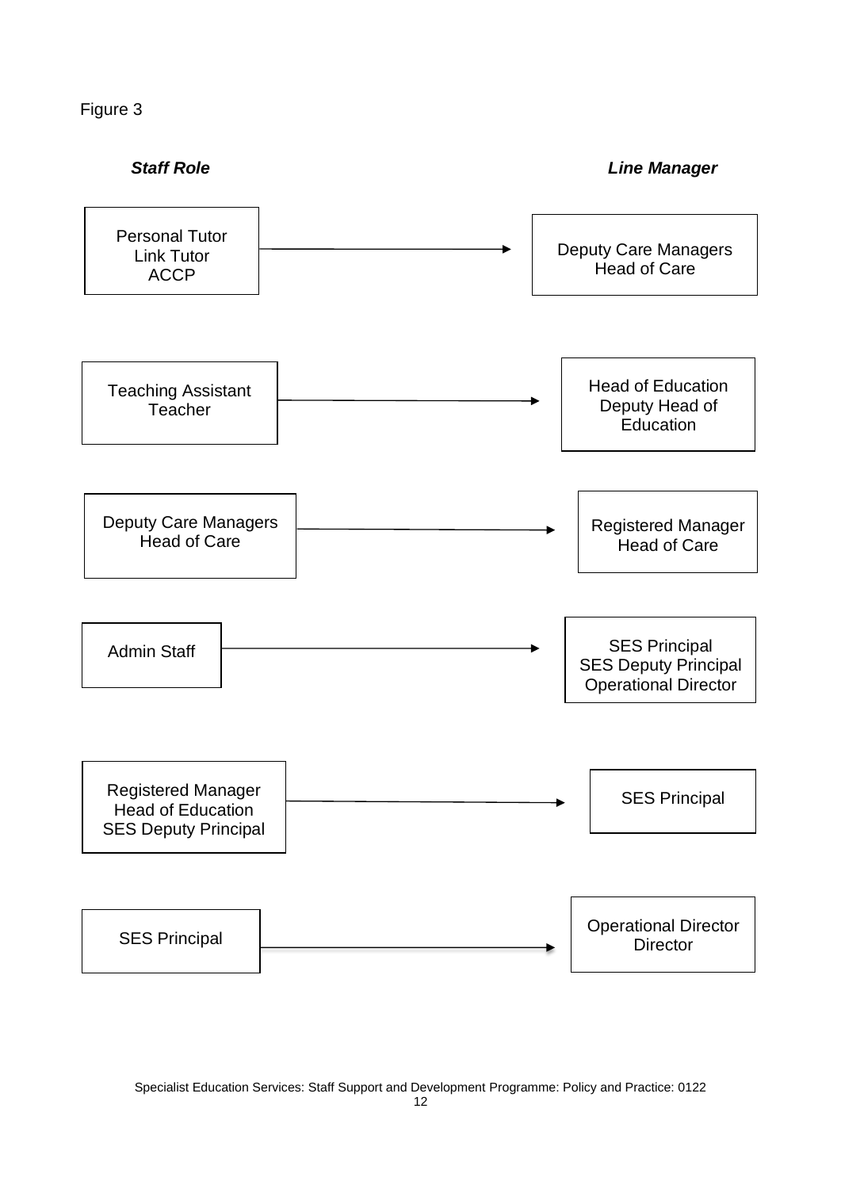Figure 3

| ***Staff Role*** | ***Line Manager*** |
| --- | --- |
| Personal Tutor<br>Link Tutor<br>ACCP | Deputy Care Managers<br>Head of Care |
| Teaching Assistant<br>Teacher | Head of Education<br>Deputy Head of Education |
| Deputy Care Managers<br>Head of Care | Registered Manager<br>Head of Care |
| Admin Staff | SES Principal<br>SES Deputy Principal<br>Operational Director |
| Registered Manager<br>Head of Education<br>SES Deputy Principal | SES Principal |
| SES Principal | Operational Director<br>Director |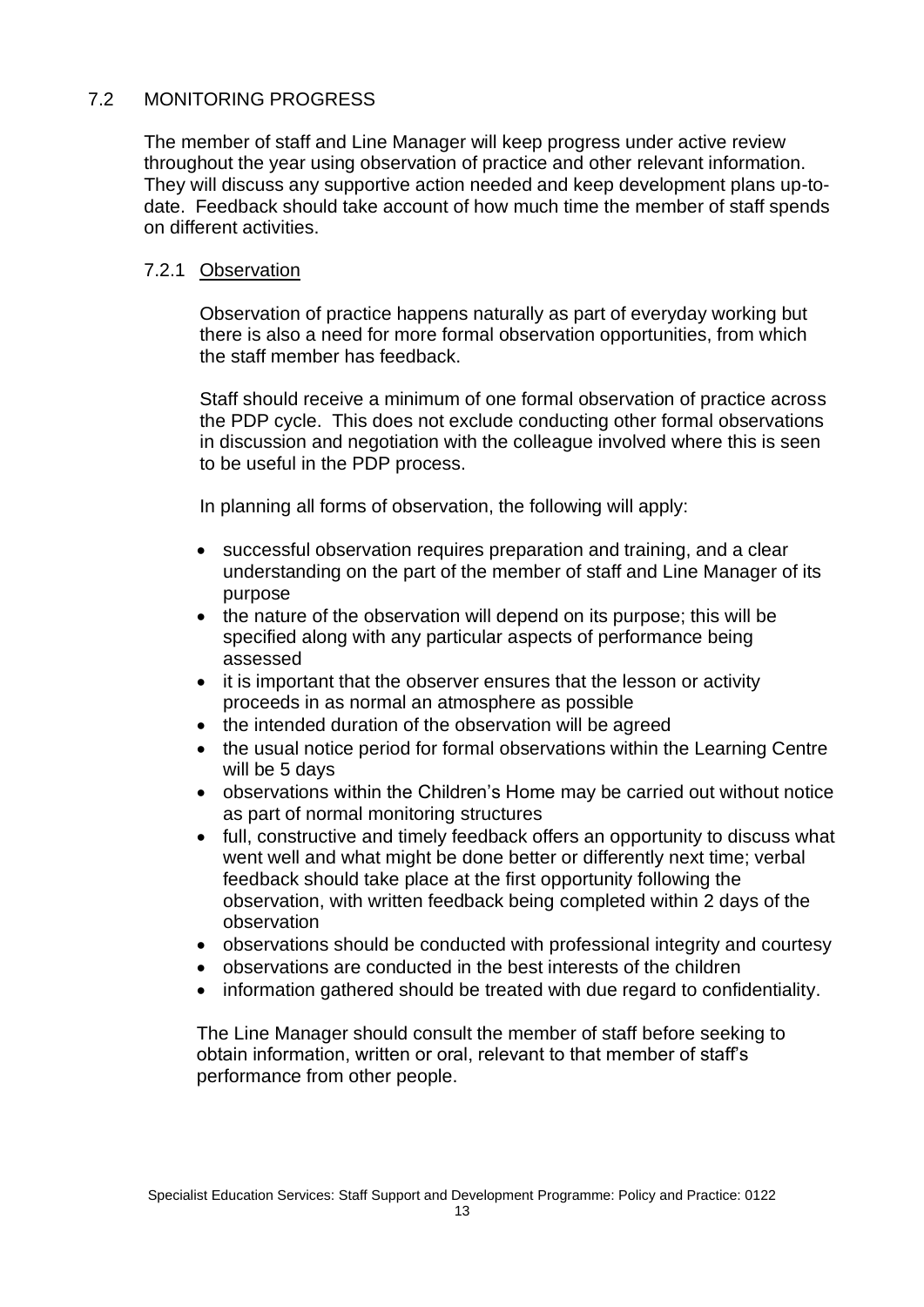## 7.2 MONITORING PROGRESS

The member of staff and Line Manager will keep progress under active review throughout the year using observation of practice and other relevant information. They will discuss any supportive action needed and keep development plans up-to-date. Feedback should take account of how much time the member of staff spends on different activities.

### 7.2.1 Observation

Observation of practice happens naturally as part of everyday working but there is also a need for more formal observation opportunities, from which the staff member has feedback.

Staff should receive a minimum of one formal observation of practice across the PDP cycle. This does not exclude conducting other formal observations in discussion and negotiation with the colleague involved where this is seen to be useful in the PDP process.

In planning all forms of observation, the following will apply:

- successful observation requires preparation and training, and a clear understanding on the part of the member of staff and Line Manager of its purpose
- the nature of the observation will depend on its purpose; this will be specified along with any particular aspects of performance being assessed
- it is important that the observer ensures that the lesson or activity proceeds in as normal an atmosphere as possible
- the intended duration of the observation will be agreed
- the usual notice period for formal observations within the Learning Centre will be 5 days
- observations within the Children's Home may be carried out without notice as part of normal monitoring structures
- full, constructive and timely feedback offers an opportunity to discuss what went well and what might be done better or differently next time; verbal feedback should take place at the first opportunity following the observation, with written feedback being completed within 2 days of the observation
- observations should be conducted with professional integrity and courtesy
- observations are conducted in the best interests of the children
- information gathered should be treated with due regard to confidentiality.

The Line Manager should consult the member of staff before seeking to obtain information, written or oral, relevant to that member of staff's performance from other people.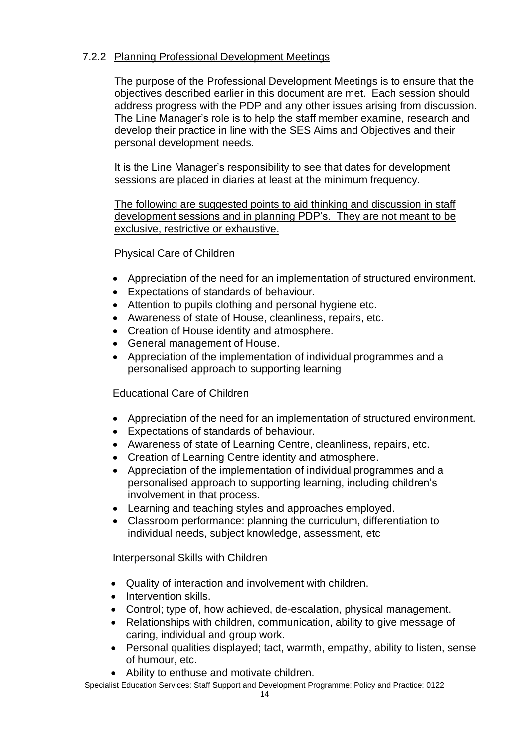### 7.2.2 Planning Professional Development Meetings

The purpose of the Professional Development Meetings is to ensure that the objectives described earlier in this document are met. Each session should address progress with the PDP and any other issues arising from discussion. The Line Manager's role is to help the staff member examine, research and develop their practice in line with the SES Aims and Objectives and their personal development needs.

It is the Line Manager's responsibility to see that dates for development sessions are placed in diaries at least at the minimum frequency.

The following are suggested points to aid thinking and discussion in staff development sessions and in planning PDP's. They are not meant to be exclusive, restrictive or exhaustive.

Physical Care of Children

- Appreciation of the need for an implementation of structured environment.
- Expectations of standards of behaviour.
- Attention to pupils clothing and personal hygiene etc.
- Awareness of state of House, cleanliness, repairs, etc.
- Creation of House identity and atmosphere.
- General management of House.
- Appreciation of the implementation of individual programmes and a personalised approach to supporting learning

Educational Care of Children

- Appreciation of the need for an implementation of structured environment.
- Expectations of standards of behaviour.
- Awareness of state of Learning Centre, cleanliness, repairs, etc.
- Creation of Learning Centre identity and atmosphere.
- Appreciation of the implementation of individual programmes and a personalised approach to supporting learning, including children's involvement in that process.
- Learning and teaching styles and approaches employed.
- Classroom performance: planning the curriculum, differentiation to individual needs, subject knowledge, assessment, etc

Interpersonal Skills with Children

- Quality of interaction and involvement with children.
- Intervention skills.
- Control; type of, how achieved, de-escalation, physical management.
- Relationships with children, communication, ability to give message of caring, individual and group work.
- Personal qualities displayed; tact, warmth, empathy, ability to listen, sense of humour, etc.
- Ability to enthuse and motivate children.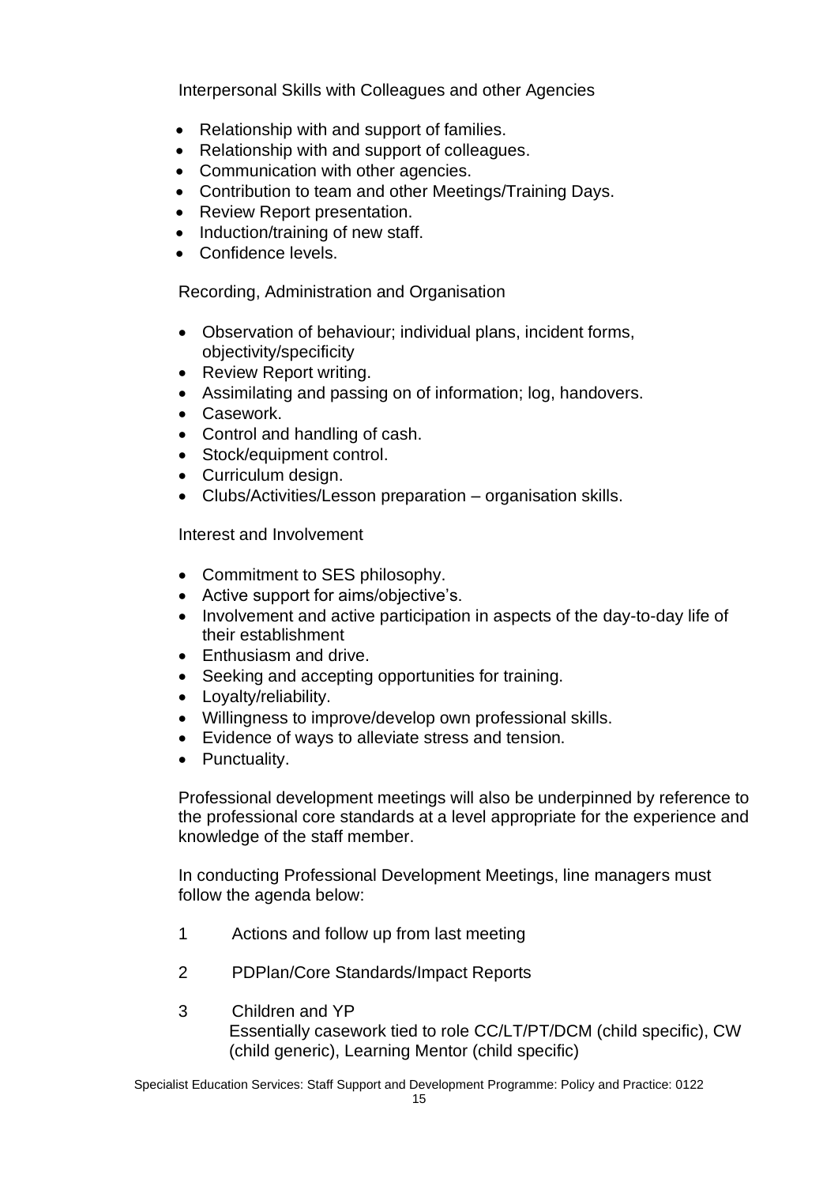Interpersonal Skills with Colleagues and other Agencies

- Relationship with and support of families.
- Relationship with and support of colleagues.
- Communication with other agencies.
- Contribution to team and other Meetings/Training Days.
- Review Report presentation.
- Induction/training of new staff.
- Confidence levels.

Recording, Administration and Organisation

- Observation of behaviour; individual plans, incident forms, objectivity/specificity
- Review Report writing.
- Assimilating and passing on of information; log, handovers.
- Casework.
- Control and handling of cash.
- Stock/equipment control.
- Curriculum design.
- Clubs/Activities/Lesson preparation – organisation skills.

Interest and Involvement

- Commitment to SES philosophy.
- Active support for aims/objective's.
- Involvement and active participation in aspects of the day-to-day life of their establishment
- Enthusiasm and drive.
- Seeking and accepting opportunities for training.
- Loyalty/reliability.
- Willingness to improve/develop own professional skills.
- Evidence of ways to alleviate stress and tension.
- Punctuality.

Professional development meetings will also be underpinned by reference to the professional core standards at a level appropriate for the experience and knowledge of the staff member.

In conducting Professional Development Meetings, line managers must follow the agenda below:

1. Actions and follow up from last meeting

2. PDPlan/Core Standards/Impact Reports

3. Children and YP
   Essentially casework tied to role CC/LT/PT/DCM (child specific), CW (child generic), Learning Mentor (child specific)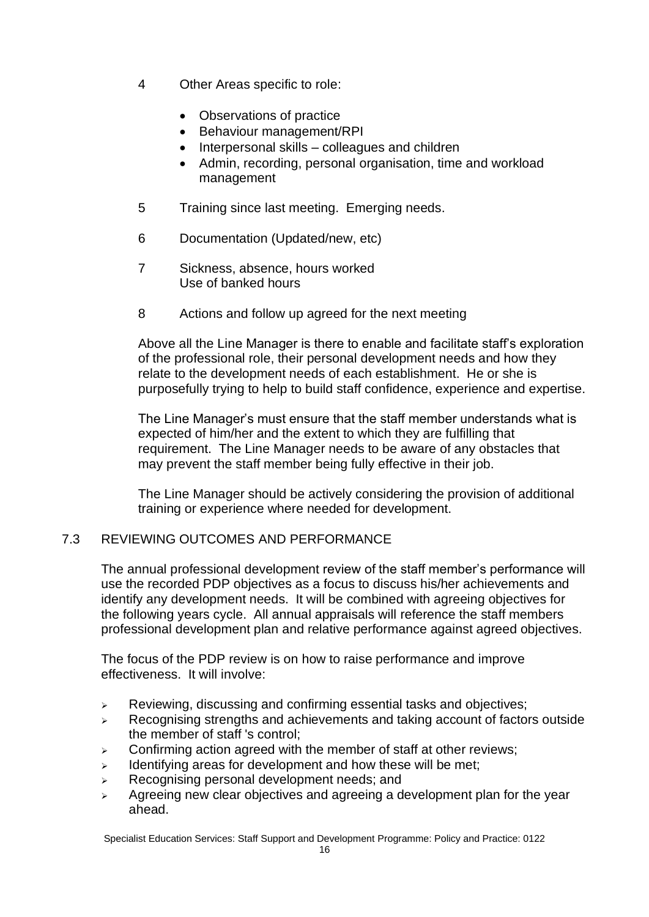4. Other Areas specific to role:

    - Observations of practice
    - Behaviour management/RPI
    - Interpersonal skills – colleagues and children
    - Admin, recording, personal organisation, time and workload management

5. Training since last meeting. Emerging needs.

6. Documentation (Updated/new, etc)

7. Sickness, absence, hours worked
   Use of banked hours

8. Actions and follow up agreed for the next meeting

Above all the Line Manager is there to enable and facilitate staff's exploration of the professional role, their personal development needs and how they relate to the development needs of each establishment. He or she is purposefully trying to help to build staff confidence, experience and expertise.

The Line Manager's must ensure that the staff member understands what is expected of him/her and the extent to which they are fulfilling that requirement. The Line Manager needs to be aware of any obstacles that may prevent the staff member being fully effective in their job.

The Line Manager should be actively considering the provision of additional training or experience where needed for development.

## 7.3 REVIEWING OUTCOMES AND PERFORMANCE

The annual professional development review of the staff member's performance will use the recorded PDP objectives as a focus to discuss his/her achievements and identify any development needs. It will be combined with agreeing objectives for the following years cycle. All annual appraisals will reference the staff members professional development plan and relative performance against agreed objectives.

The focus of the PDP review is on how to raise performance and improve effectiveness. It will involve:

- Reviewing, discussing and confirming essential tasks and objectives;
- Recognising strengths and achievements and taking account of factors outside the member of staff 's control;
- Confirming action agreed with the member of staff at other reviews;
- Identifying areas for development and how these will be met;
- Recognising personal development needs; and
- Agreeing new clear objectives and agreeing a development plan for the year ahead.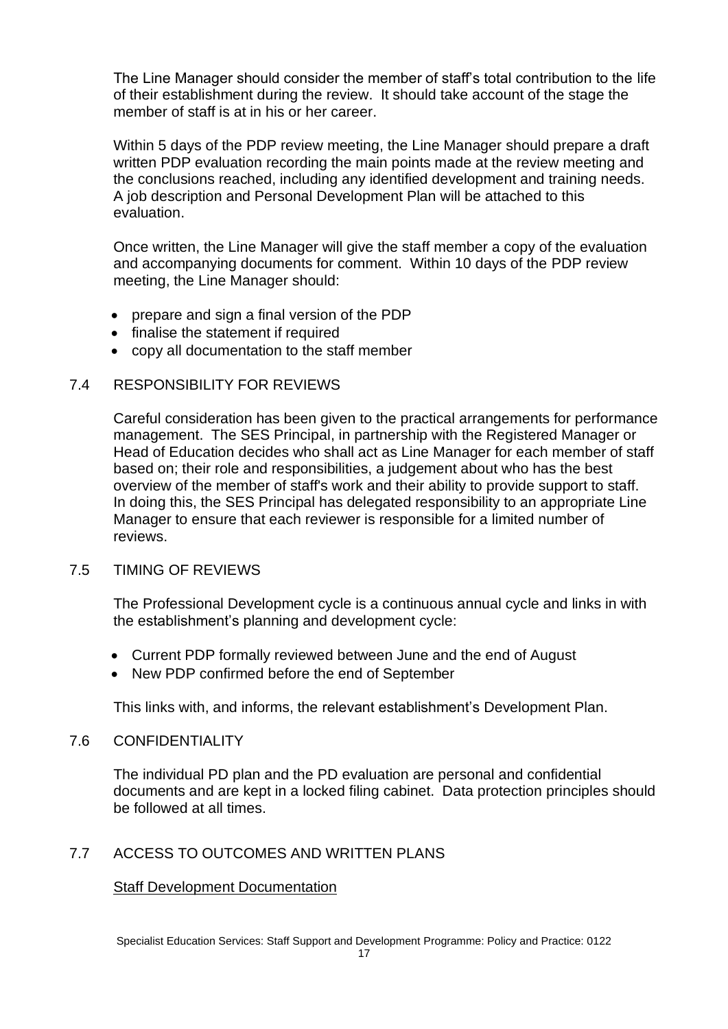The Line Manager should consider the member of staff's total contribution to the life of their establishment during the review. It should take account of the stage the member of staff is at in his or her career.

Within 5 days of the PDP review meeting, the Line Manager should prepare a draft written PDP evaluation recording the main points made at the review meeting and the conclusions reached, including any identified development and training needs. A job description and Personal Development Plan will be attached to this evaluation.

Once written, the Line Manager will give the staff member a copy of the evaluation and accompanying documents for comment. Within 10 days of the PDP review meeting, the Line Manager should:

- prepare and sign a final version of the PDP
- finalise the statement if required
- copy all documentation to the staff member

## 7.4 RESPONSIBILITY FOR REVIEWS

Careful consideration has been given to the practical arrangements for performance management. The SES Principal, in partnership with the Registered Manager or Head of Education decides who shall act as Line Manager for each member of staff based on; their role and responsibilities, a judgement about who has the best overview of the member of staff's work and their ability to provide support to staff. In doing this, the SES Principal has delegated responsibility to an appropriate Line Manager to ensure that each reviewer is responsible for a limited number of reviews.

## 7.5 TIMING OF REVIEWS

The Professional Development cycle is a continuous annual cycle and links in with the establishment's planning and development cycle:

- Current PDP formally reviewed between June and the end of August
- New PDP confirmed before the end of September

This links with, and informs, the relevant establishment's Development Plan.

## 7.6 CONFIDENTIALITY

The individual PD plan and the PD evaluation are personal and confidential documents and are kept in a locked filing cabinet. Data protection principles should be followed at all times.

## 7.7 ACCESS TO OUTCOMES AND WRITTEN PLANS

Staff Development Documentation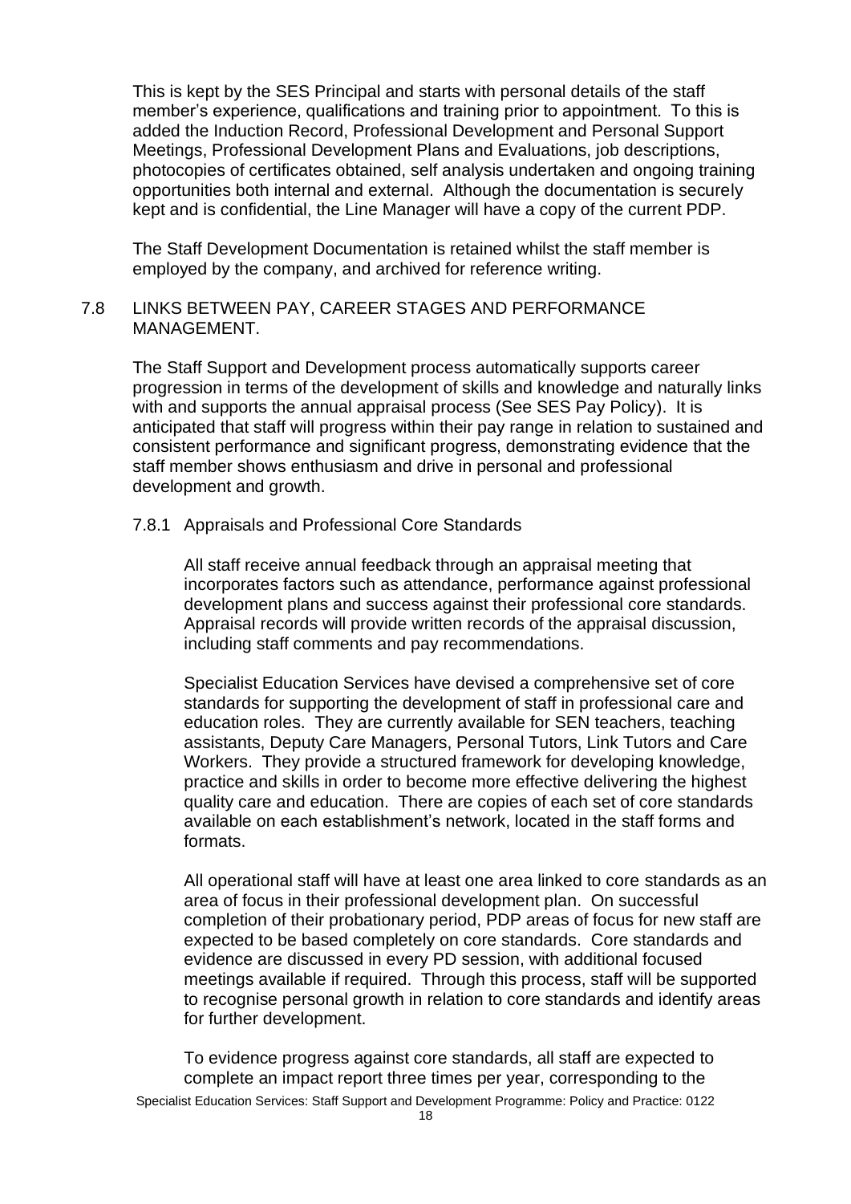This is kept by the SES Principal and starts with personal details of the staff member's experience, qualifications and training prior to appointment. To this is added the Induction Record, Professional Development and Personal Support Meetings, Professional Development Plans and Evaluations, job descriptions, photocopies of certificates obtained, self analysis undertaken and ongoing training opportunities both internal and external. Although the documentation is securely kept and is confidential, the Line Manager will have a copy of the current PDP.

The Staff Development Documentation is retained whilst the staff member is employed by the company, and archived for reference writing.

## 7.8 LINKS BETWEEN PAY, CAREER STAGES AND PERFORMANCE MANAGEMENT.

The Staff Support and Development process automatically supports career progression in terms of the development of skills and knowledge and naturally links with and supports the annual appraisal process (See SES Pay Policy). It is anticipated that staff will progress within their pay range in relation to sustained and consistent performance and significant progress, demonstrating evidence that the staff member shows enthusiasm and drive in personal and professional development and growth.

### 7.8.1 Appraisals and Professional Core Standards

All staff receive annual feedback through an appraisal meeting that incorporates factors such as attendance, performance against professional development plans and success against their professional core standards. Appraisal records will provide written records of the appraisal discussion, including staff comments and pay recommendations.

Specialist Education Services have devised a comprehensive set of core standards for supporting the development of staff in professional care and education roles. They are currently available for SEN teachers, teaching assistants, Deputy Care Managers, Personal Tutors, Link Tutors and Care Workers. They provide a structured framework for developing knowledge, practice and skills in order to become more effective delivering the highest quality care and education. There are copies of each set of core standards available on each establishment's network, located in the staff forms and formats.

All operational staff will have at least one area linked to core standards as an area of focus in their professional development plan. On successful completion of their probationary period, PDP areas of focus for new staff are expected to be based completely on core standards. Core standards and evidence are discussed in every PD session, with additional focused meetings available if required. Through this process, staff will be supported to recognise personal growth in relation to core standards and identify areas for further development.

To evidence progress against core standards, all staff are expected to complete an impact report three times per year, corresponding to the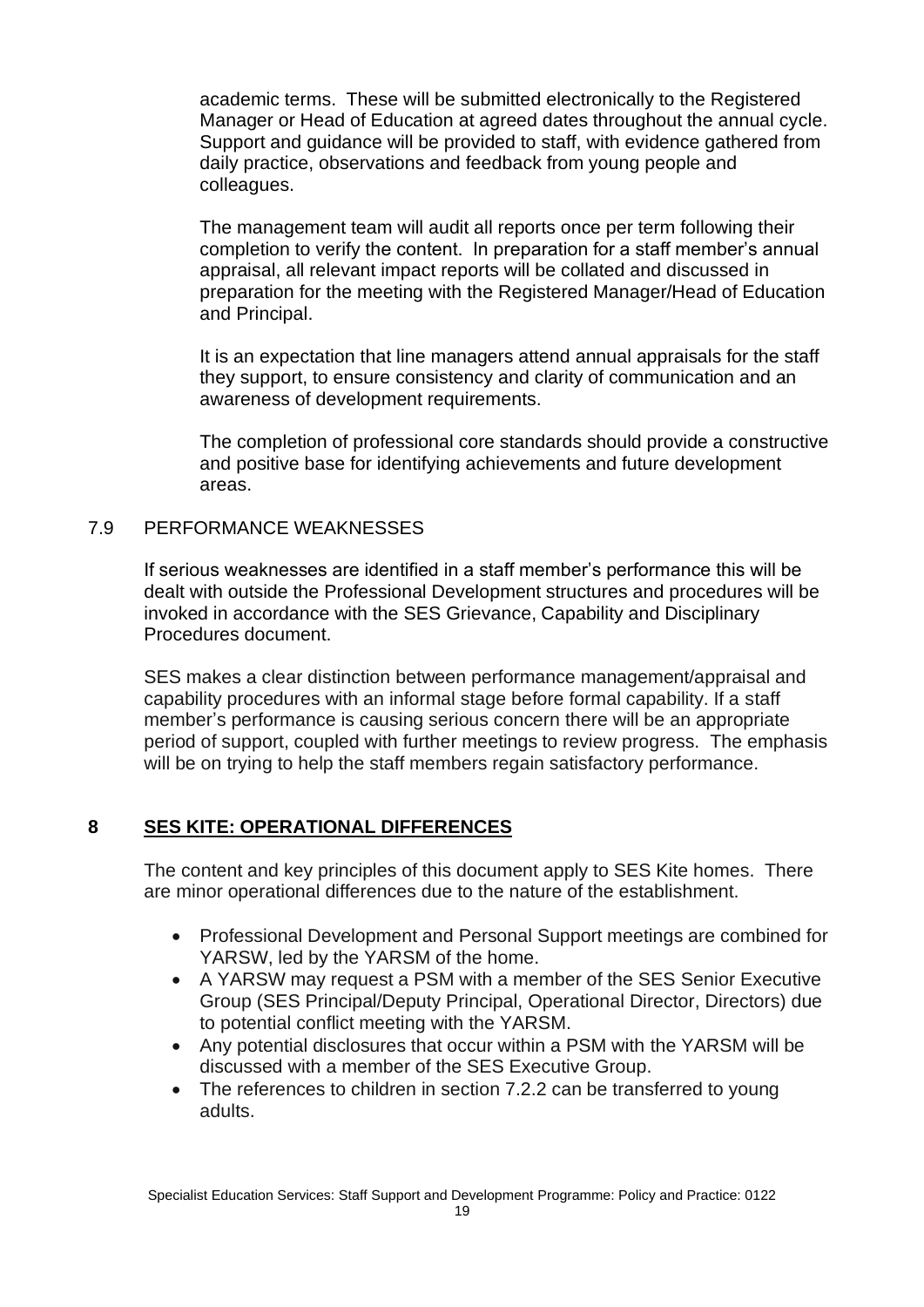academic terms. These will be submitted electronically to the Registered Manager or Head of Education at agreed dates throughout the annual cycle. Support and guidance will be provided to staff, with evidence gathered from daily practice, observations and feedback from young people and colleagues.

The management team will audit all reports once per term following their completion to verify the content. In preparation for a staff member's annual appraisal, all relevant impact reports will be collated and discussed in preparation for the meeting with the Registered Manager/Head of Education and Principal.

It is an expectation that line managers attend annual appraisals for the staff they support, to ensure consistency and clarity of communication and an awareness of development requirements.

The completion of professional core standards should provide a constructive and positive base for identifying achievements and future development areas.

### 7.9 PERFORMANCE WEAKNESSES

If serious weaknesses are identified in a staff member's performance this will be dealt with outside the Professional Development structures and procedures will be invoked in accordance with the SES Grievance, Capability and Disciplinary Procedures document.

SES makes a clear distinction between performance management/appraisal and capability procedures with an informal stage before formal capability. If a staff member's performance is causing serious concern there will be an appropriate period of support, coupled with further meetings to review progress. The emphasis will be on trying to help the staff members regain satisfactory performance.

## 8 SES KITE: OPERATIONAL DIFFERENCES

The content and key principles of this document apply to SES Kite homes. There are minor operational differences due to the nature of the establishment.

- Professional Development and Personal Support meetings are combined for YARSW, led by the YARSM of the home.
- A YARSW may request a PSM with a member of the SES Senior Executive Group (SES Principal/Deputy Principal, Operational Director, Directors) due to potential conflict meeting with the YARSM.
- Any potential disclosures that occur within a PSM with the YARSM will be discussed with a member of the SES Executive Group.
- The references to children in section 7.2.2 can be transferred to young adults.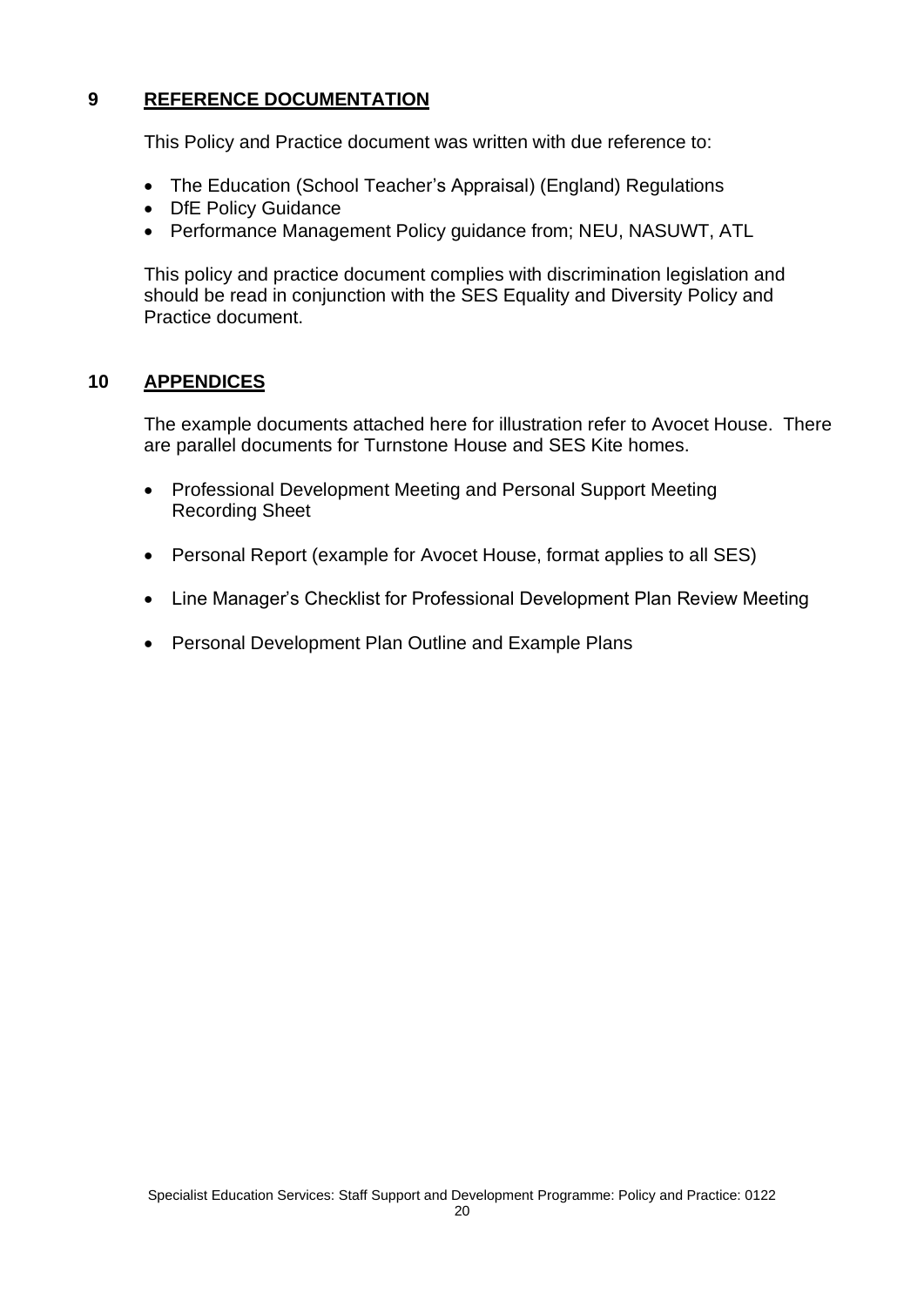## 9 REFERENCE DOCUMENTATION

This Policy and Practice document was written with due reference to:

- The Education (School Teacher's Appraisal) (England) Regulations
- DfE Policy Guidance
- Performance Management Policy guidance from; NEU, NASUWT, ATL

This policy and practice document complies with discrimination legislation and should be read in conjunction with the SES Equality and Diversity Policy and Practice document.

## 10 APPENDICES

The example documents attached here for illustration refer to Avocet House. There are parallel documents for Turnstone House and SES Kite homes.

- Professional Development Meeting and Personal Support Meeting Recording Sheet
- Personal Report (example for Avocet House, format applies to all SES)
- Line Manager's Checklist for Professional Development Plan Review Meeting
- Personal Development Plan Outline and Example Plans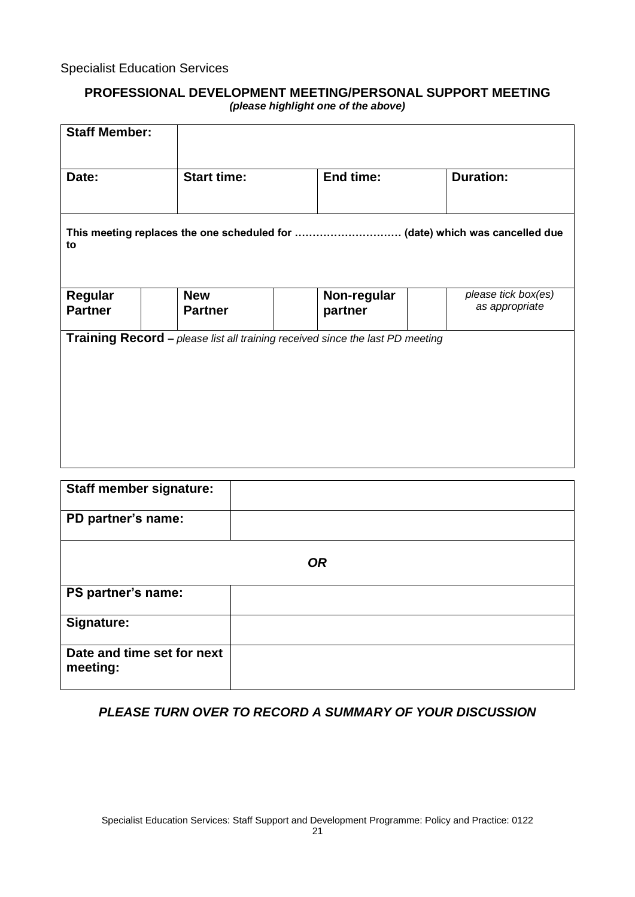Specialist Education Services

**PROFESSIONAL DEVELOPMENT MEETING/PERSONAL SUPPORT MEETING**
***(please highlight one of the above)***

| **Staff Member:** | | | | | | |
|---|---|---|---|---|---|---|
| **Date:** | | **Start time:** | | **End time:** | | **Duration:** |
| **This meeting replaces the one scheduled for ………………………… (date) which was cancelled due to** | | | | | | |
| **Regular Partner** | | **New Partner** | | **Non-regular partner** | | *please tick box(es) as appropriate* |
| **Training Record –** *please list all training received since the last PD meeting* | | | | | | |

| **Staff member signature:** | |
|---|---|
| **PD partner's name:** | |
| ***OR*** | |
| **PS partner's name:** | |
| **Signature:** | |
| **Date and time set for next meeting:** | |

***PLEASE TURN OVER TO RECORD A SUMMARY OF YOUR DISCUSSION***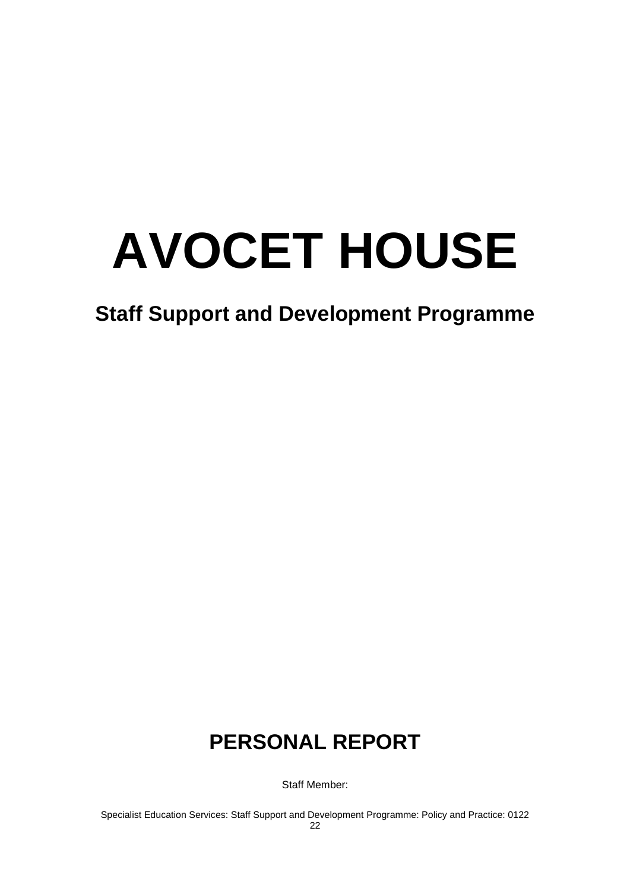# AVOCET HOUSE

## Staff Support and Development Programme

## PERSONAL REPORT

Staff Member: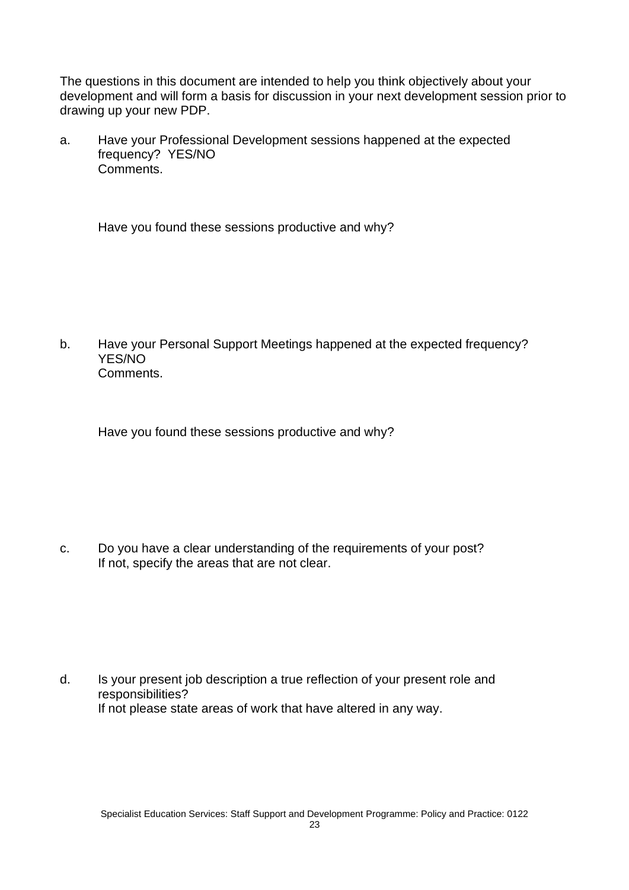The questions in this document are intended to help you think objectively about your development and will form a basis for discussion in your next development session prior to drawing up your new PDP.

a. Have your Professional Development sessions happened at the expected frequency? YES/NO
   Comments.

   Have you found these sessions productive and why?

b. Have your Personal Support Meetings happened at the expected frequency? YES/NO
   Comments.

   Have you found these sessions productive and why?

c. Do you have a clear understanding of the requirements of your post?
   If not, specify the areas that are not clear.

d. Is your present job description a true reflection of your present role and responsibilities?
   If not please state areas of work that have altered in any way.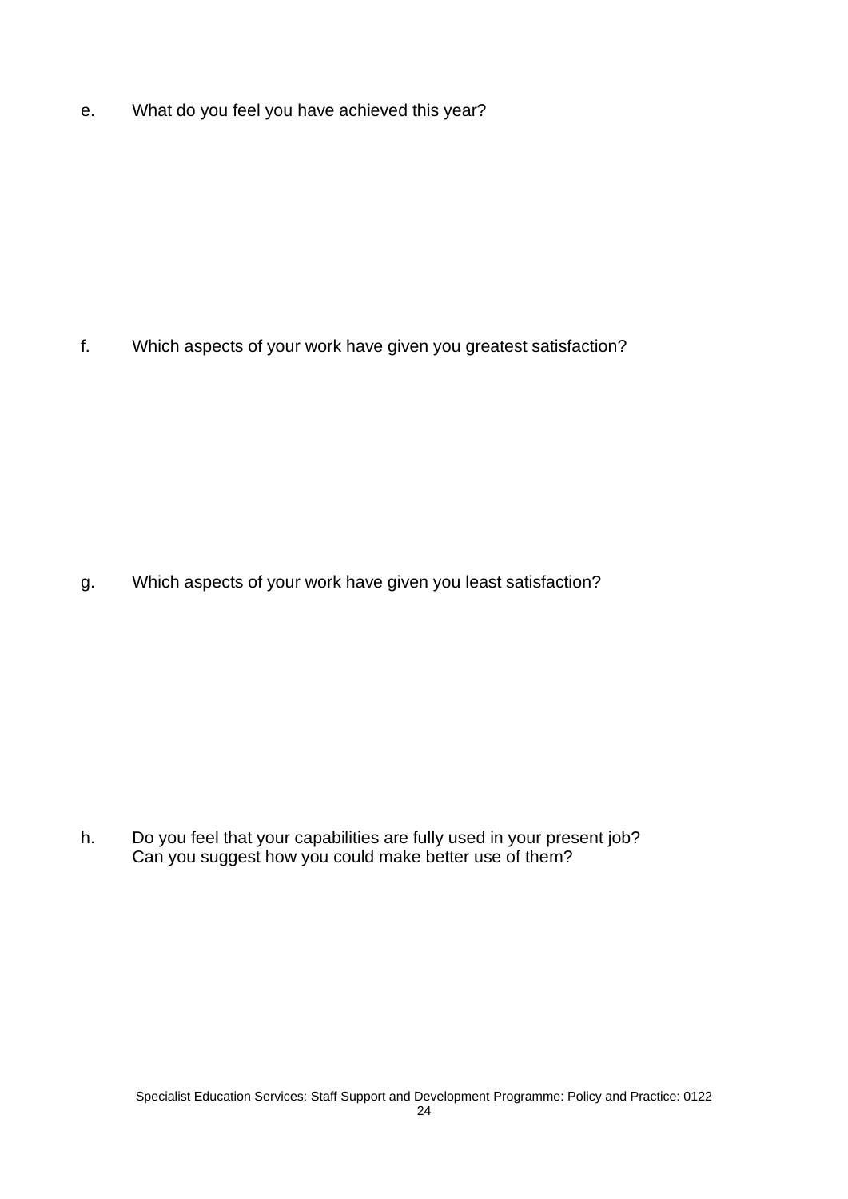e. What do you feel you have achieved this year?

f. Which aspects of your work have given you greatest satisfaction?

g. Which aspects of your work have given you least satisfaction?

h. Do you feel that your capabilities are fully used in your present job? Can you suggest how you could make better use of them?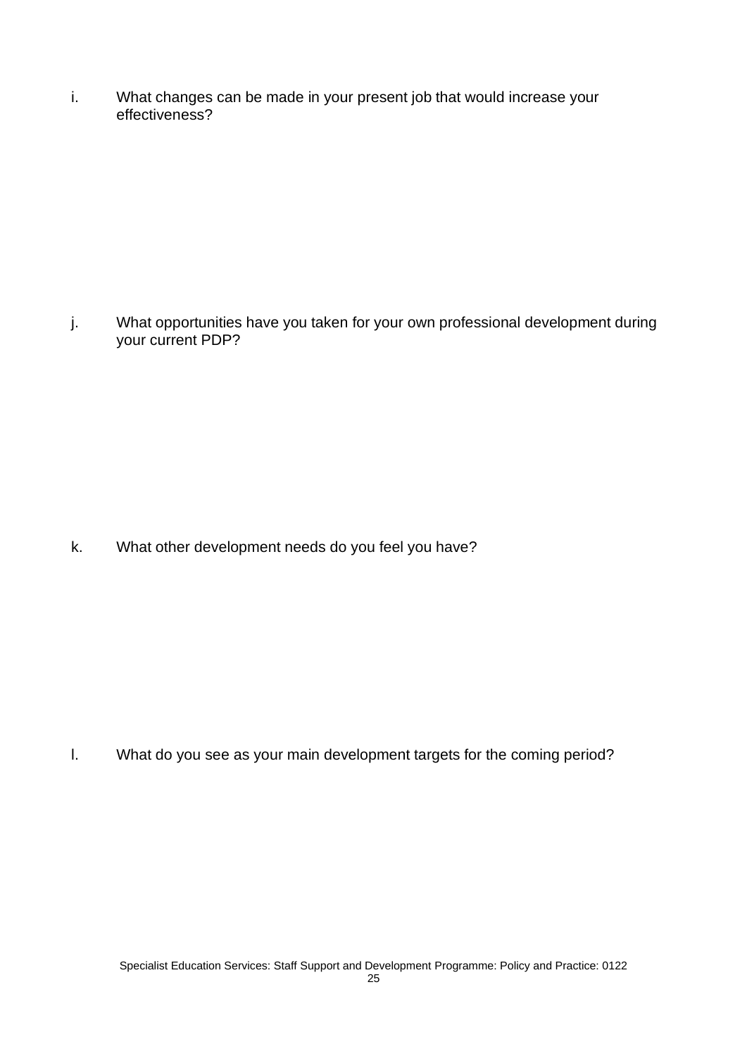i. What changes can be made in your present job that would increase your effectiveness?

j. What opportunities have you taken for your own professional development during your current PDP?

k. What other development needs do you feel you have?

l. What do you see as your main development targets for the coming period?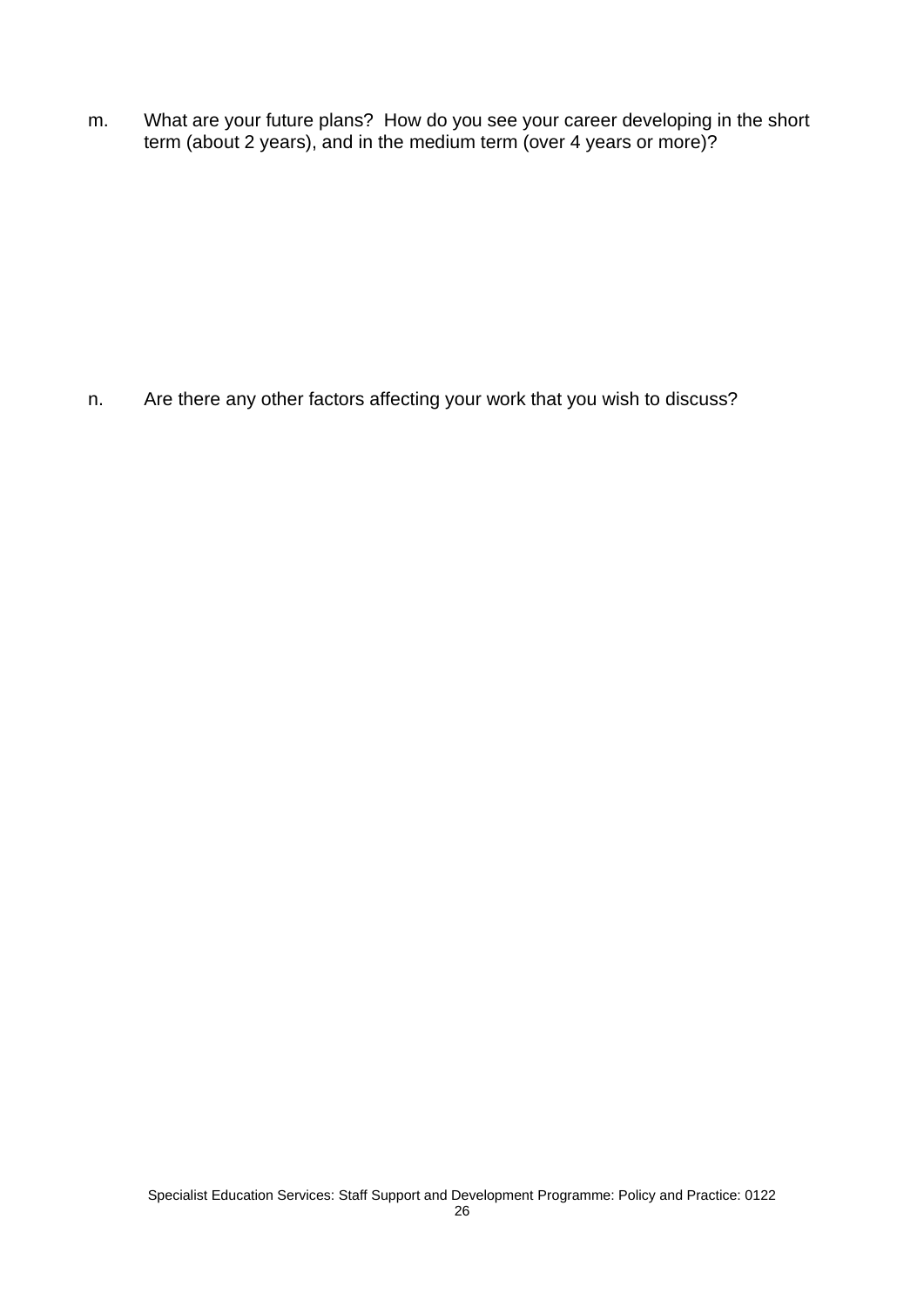m. What are your future plans? How do you see your career developing in the short term (about 2 years), and in the medium term (over 4 years or more)?

n. Are there any other factors affecting your work that you wish to discuss?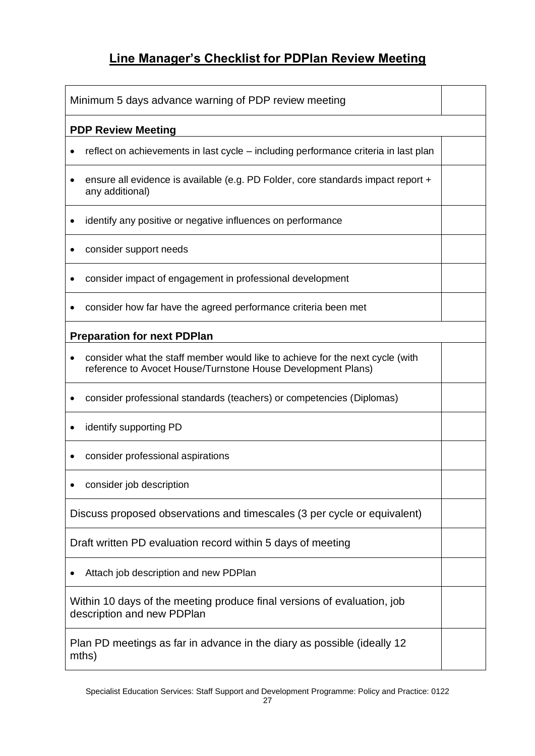# Line Manager's Checklist for PDPlan Review Meeting

| | |
|---|---|
| Minimum 5 days advance warning of PDP review meeting | |
| **PDP Review Meeting** | |
| • reflect on achievements in last cycle – including performance criteria in last plan | |
| • ensure all evidence is available (e.g. PD Folder, core standards impact report + any additional) | |
| • identify any positive or negative influences on performance | |
| • consider support needs | |
| • consider impact of engagement in professional development | |
| • consider how far have the agreed performance criteria been met | |
| **Preparation for next PDPlan** | |
| • consider what the staff member would like to achieve for the next cycle (with reference to Avocet House/Turnstone House Development Plans) | |
| • consider professional standards (teachers) or competencies (Diplomas) | |
| • identify supporting PD | |
| • consider professional aspirations | |
| • consider job description | |
| Discuss proposed observations and timescales (3 per cycle or equivalent) | |
| Draft written PD evaluation record within 5 days of meeting | |
| • Attach job description and new PDPlan | |
| Within 10 days of the meeting produce final versions of evaluation, job description and new PDPlan | |
| Plan PD meetings as far in advance in the diary as possible (ideally 12 mths) | |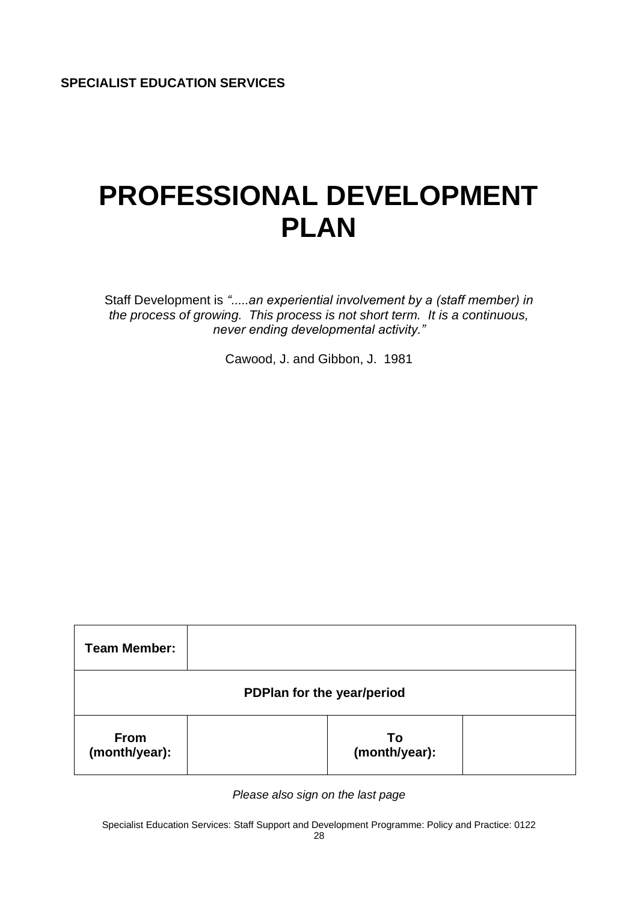**SPECIALIST EDUCATION SERVICES**

# PROFESSIONAL DEVELOPMENT PLAN

Staff Development is *".....an experiential involvement by a (staff member) in the process of growing. This process is not short term. It is a continuous, never ending developmental activity."*

Cawood, J. and Gibbon, J. 1981

| **Team Member:** | | | |
|---|---|---|---|
| **PDPlan for the year/period** | | | |
| **From (month/year):** | | **To (month/year):** | |

*Please also sign on the last page*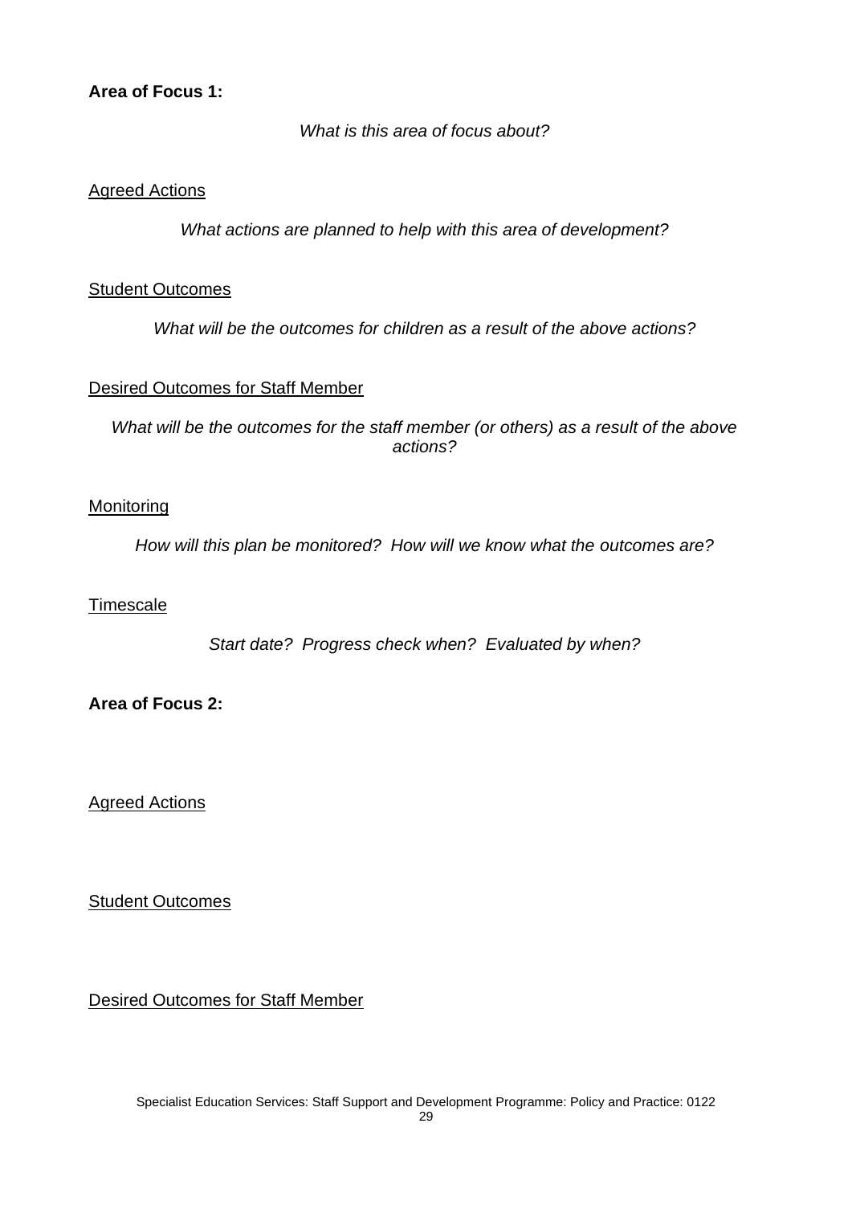**Area of Focus 1:**

*What is this area of focus about?*

Agreed Actions

*What actions are planned to help with this area of development?*

Student Outcomes

*What will be the outcomes for children as a result of the above actions?*

Desired Outcomes for Staff Member

*What will be the outcomes for the staff member (or others) as a result of the above actions?*

Monitoring

*How will this plan be monitored? How will we know what the outcomes are?*

Timescale

*Start date? Progress check when? Evaluated by when?*

**Area of Focus 2:**

Agreed Actions

Student Outcomes

Desired Outcomes for Staff Member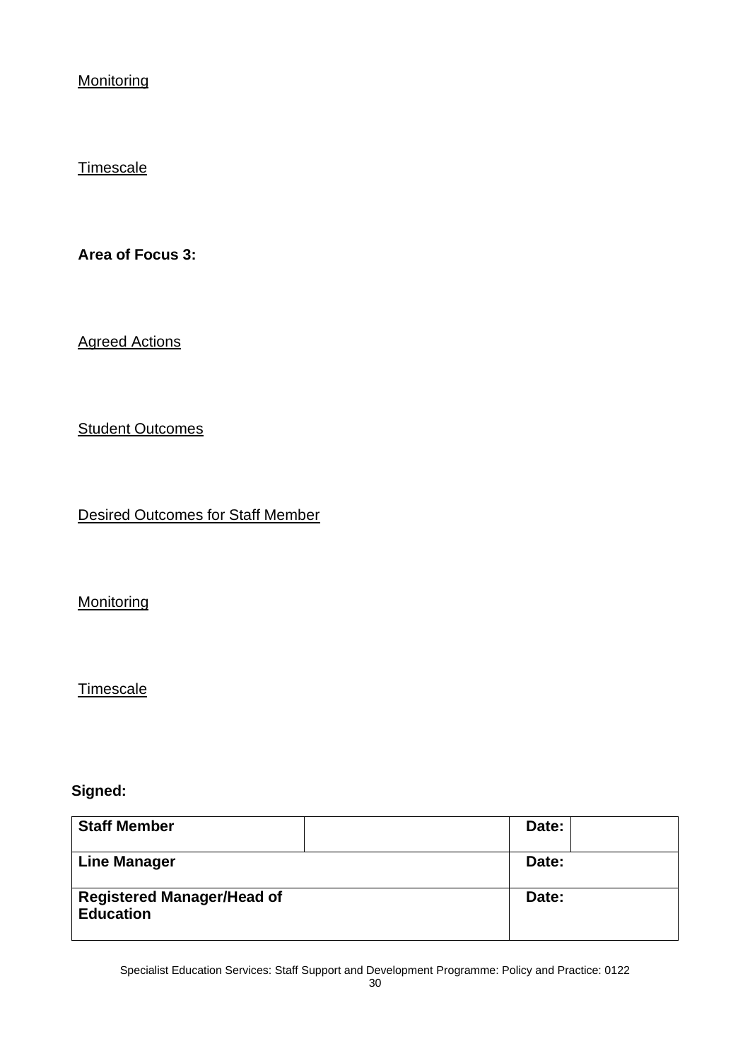Monitoring

Timescale

**Area of Focus 3:**

Agreed Actions

Student Outcomes

Desired Outcomes for Staff Member

Monitoring

Timescale

**Signed:**

| **Staff Member** | | **Date:** | |
|---|---|---|---|
| **Line Manager** | | **Date:** | |
| **Registered Manager/Head of Education** | | **Date:** | |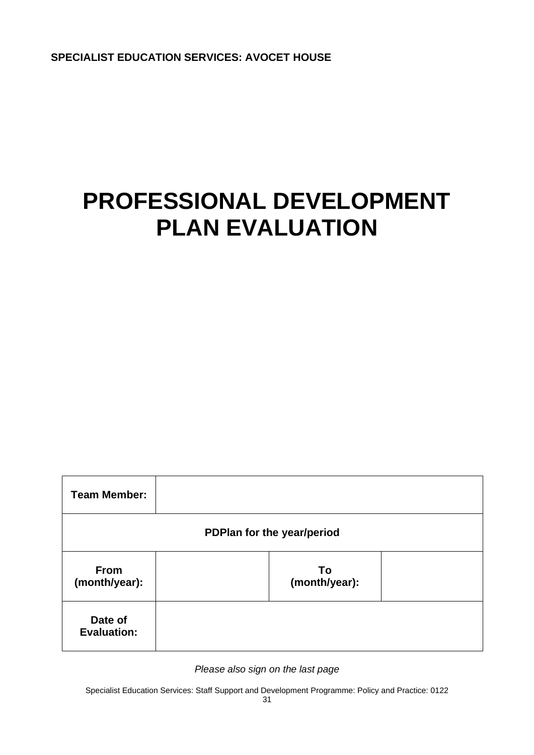**SPECIALIST EDUCATION SERVICES: AVOCET HOUSE**

# PROFESSIONAL DEVELOPMENT PLAN EVALUATION

| **Team Member:** | | | |
|---|---|---|---|
| **PDPlan for the year/period** | | | |
| **From (month/year):** | | **To (month/year):** | |
| **Date of Evaluation:** | | | |

*Please also sign on the last page*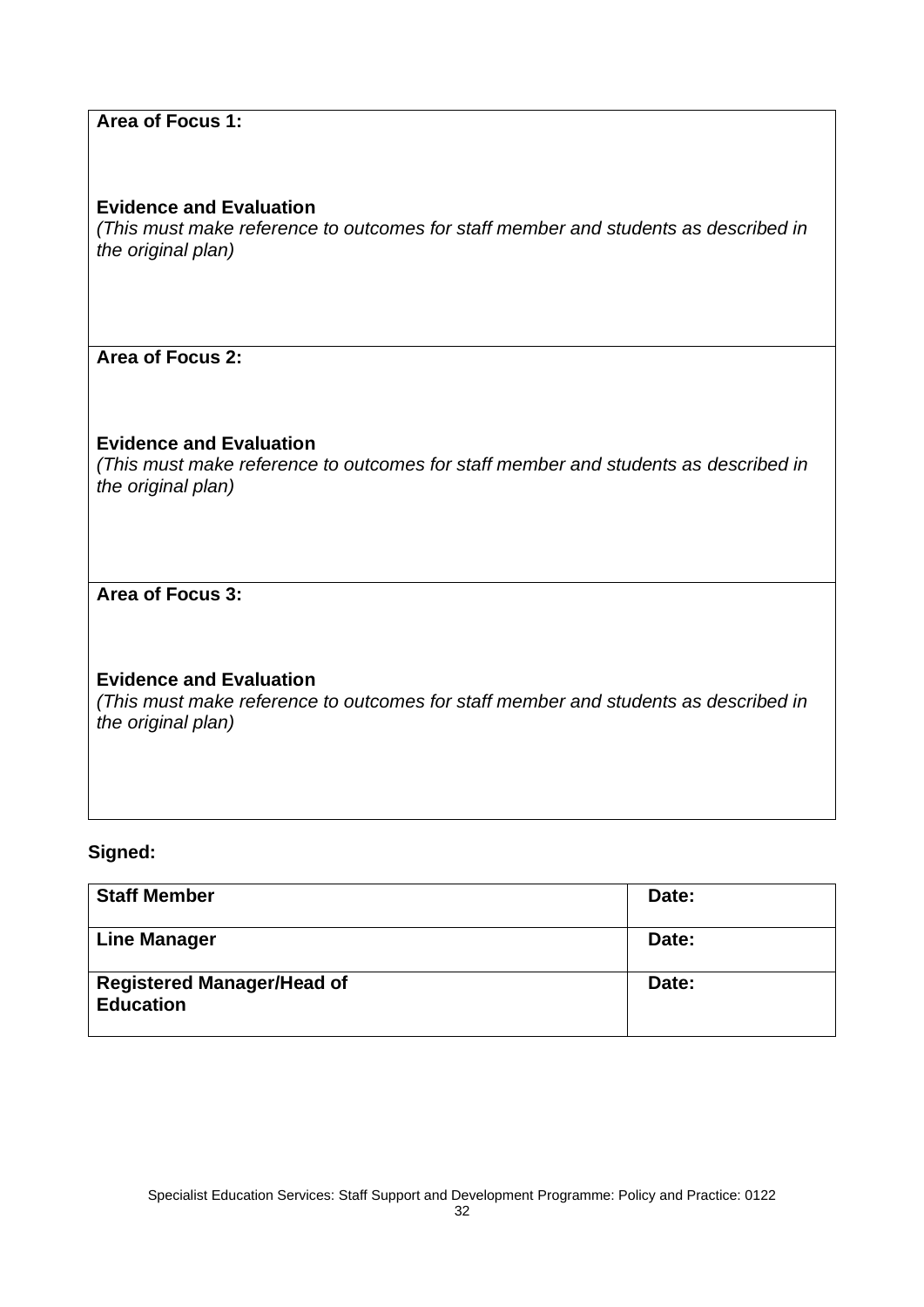| |
|---|
| **Area of Focus 1:**<br><br><br>**Evidence and Evaluation**<br>*(This must make reference to outcomes for staff member and students as described in the original plan)* |
| **Area of Focus 2:**<br><br><br>**Evidence and Evaluation**<br>*(This must make reference to outcomes for staff member and students as described in the original plan)* |
| **Area of Focus 3:**<br><br><br>**Evidence and Evaluation**<br>*(This must make reference to outcomes for staff member and students as described in the original plan)* |

**Signed:**

| | |
|---|---|
| **Staff Member** | **Date:** |
| **Line Manager** | **Date:** |
| **Registered Manager/Head of Education** | **Date:** |